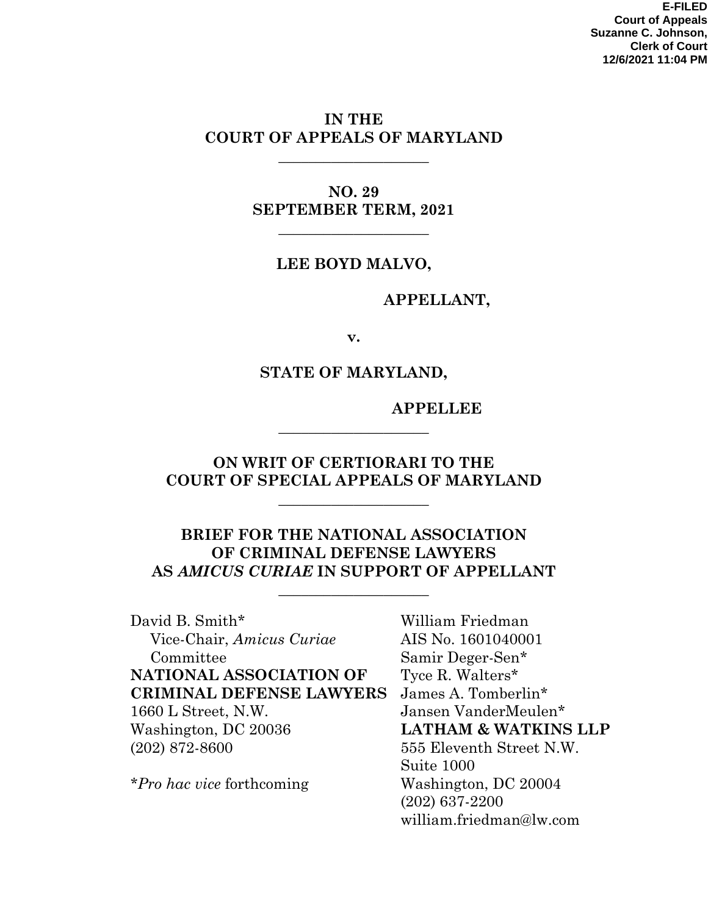**E-FILED**
**Court of Appeals**
**Suzanne C. Johnson,**
**Clerk of Court**
**12/6/2021 11:04 PM**

**IN THE**
**COURT OF APPEALS OF MARYLAND**

---

**NO. 29**
**SEPTEMBER TERM, 2021**

---

**LEE BOYD MALVO,**

**APPELLANT,**

**v.**

**STATE OF MARYLAND,**

**APPELLEE**

---

**ON WRIT OF CERTIORARI TO THE**
**COURT OF SPECIAL APPEALS OF MARYLAND**

---

**BRIEF FOR THE NATIONAL ASSOCIATION**
**OF CRIMINAL DEFENSE LAWYERS**
**AS *AMICUS CURIAE* IN SUPPORT OF APPELLANT**

---

David B. Smith*
Vice-Chair, *Amicus Curiae* Committee
**NATIONAL ASSOCIATION OF CRIMINAL DEFENSE LAWYERS**
1660 L Street, N.W.
Washington, DC 20036
(202) 872-8600

**Pro hac vice* forthcoming

William Friedman
AIS No. 1601040001
Samir Deger-Sen*
Tyce R. Walters*
James A. Tomberlin*
Jansen VanderMeulen*
**LATHAM & WATKINS LLP**
555 Eleventh Street N.W.
Suite 1000
Washington, DC 20004
(202) 637-2200
william.friedman@lw.com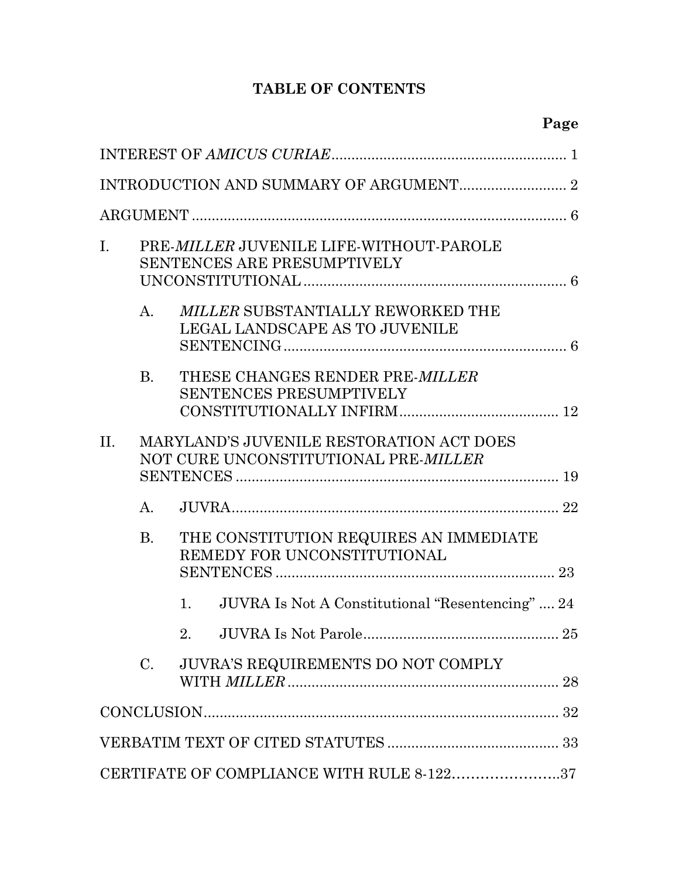# TABLE OF CONTENTS

| | | | Page |
|---|---|---|---|
| INTEREST OF *AMICUS CURIAE* | | | 1 |
| INTRODUCTION AND SUMMARY OF ARGUMENT | | | 2 |
| ARGUMENT | | | 6 |
| I. | PRE-*MILLER* JUVENILE LIFE-WITHOUT-PAROLE SENTENCES ARE PRESUMPTIVELY UNCONSTITUTIONAL | | 6 |
| | A. | *MILLER* SUBSTANTIALLY REWORKED THE LEGAL LANDSCAPE AS TO JUVENILE SENTENCING | 6 |
| | B. | THESE CHANGES RENDER PRE-*MILLER* SENTENCES PRESUMPTIVELY CONSTITUTIONALLY INFIRM | 12 |
| II. | MARYLAND'S JUVENILE RESTORATION ACT DOES NOT CURE UNCONSTITUTIONAL PRE-*MILLER* SENTENCES | | 19 |
| | A. | JUVRA | 22 |
| | B. | THE CONSTITUTION REQUIRES AN IMMEDIATE REMEDY FOR UNCONSTITUTIONAL SENTENCES | 23 |
| | | 1. JUVRA Is Not A Constitutional "Resentencing" | 24 |
| | | 2. JUVRA Is Not Parole | 25 |
| | C. | JUVRA'S REQUIREMENTS DO NOT COMPLY WITH *MILLER* | 28 |
| CONCLUSION | | | 32 |
| VERBATIM TEXT OF CITED STATUTES | | | 33 |
| CERTIFATE OF COMPLIANCE WITH RULE 8-122 | | | 37 |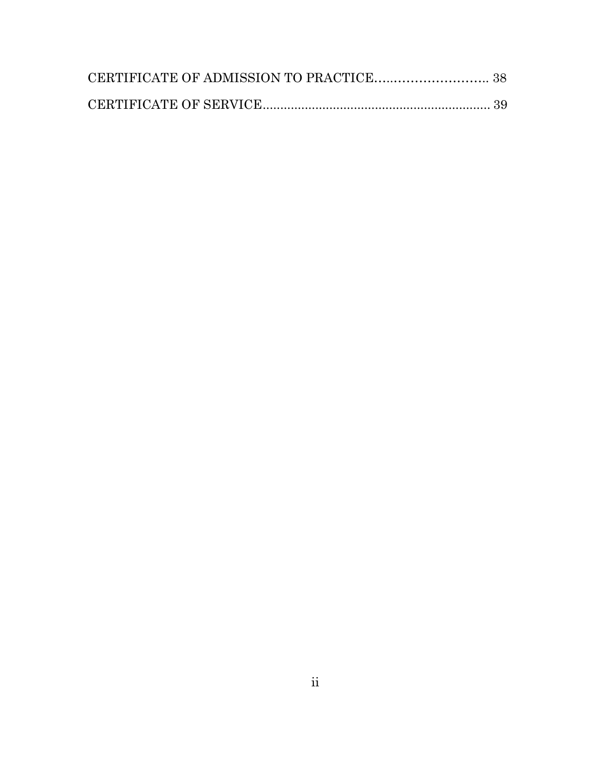CERTIFICATE OF ADMISSION TO PRACTICE........................... 38

CERTIFICATE OF SERVICE................................................................ 39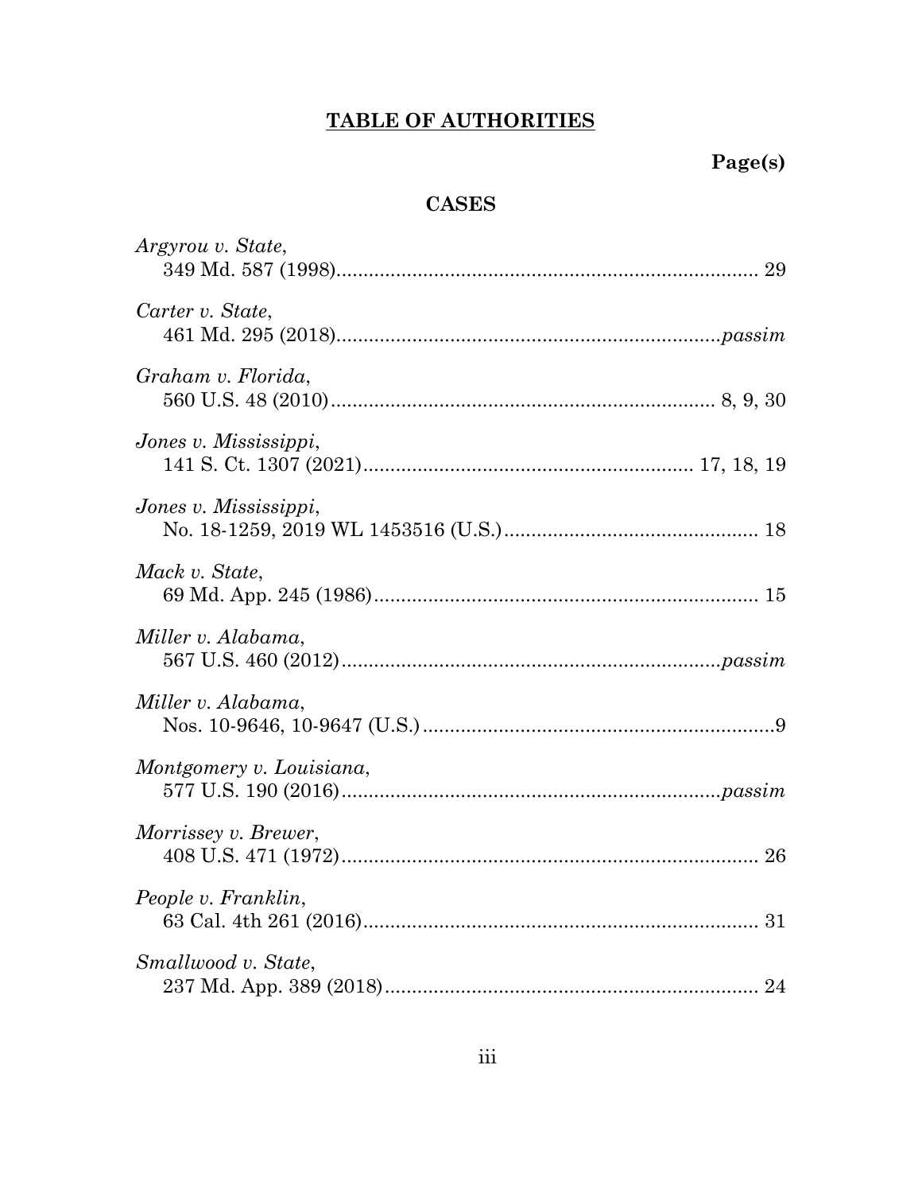# TABLE OF AUTHORITIES

**Page(s)**

## CASES

*Argyrou v. State*,
349 Md. 587 (1998) ............................................................................ 29

*Carter v. State*,
461 Md. 295 (2018) .................................................................... *passim*

*Graham v. Florida*,
560 U.S. 48 (2010) ..................................................................... 8, 9, 30

*Jones v. Mississippi*,
141 S. Ct. 1307 (2021) ........................................................... 17, 18, 19

*Jones v. Mississippi*,
No. 18-1259, 2019 WL 1453516 (U.S.) ............................................... 18

*Mack v. State*,
69 Md. App. 245 (1986) ...................................................................... 15

*Miller v. Alabama*,
567 U.S. 460 (2012) .................................................................... *passim*

*Miller v. Alabama*,
Nos. 10-9646, 10-9647 (U.S.) ................................................................. 9

*Montgomery v. Louisiana*,
577 U.S. 190 (2016) .................................................................... *passim*

*Morrissey v. Brewer*,
408 U.S. 471 (1972) ............................................................................ 26

*People v. Franklin*,
63 Cal. 4th 261 (2016) ........................................................................ 31

*Smallwood v. State*,
237 Md. App. 389 (2018) ..................................................................... 24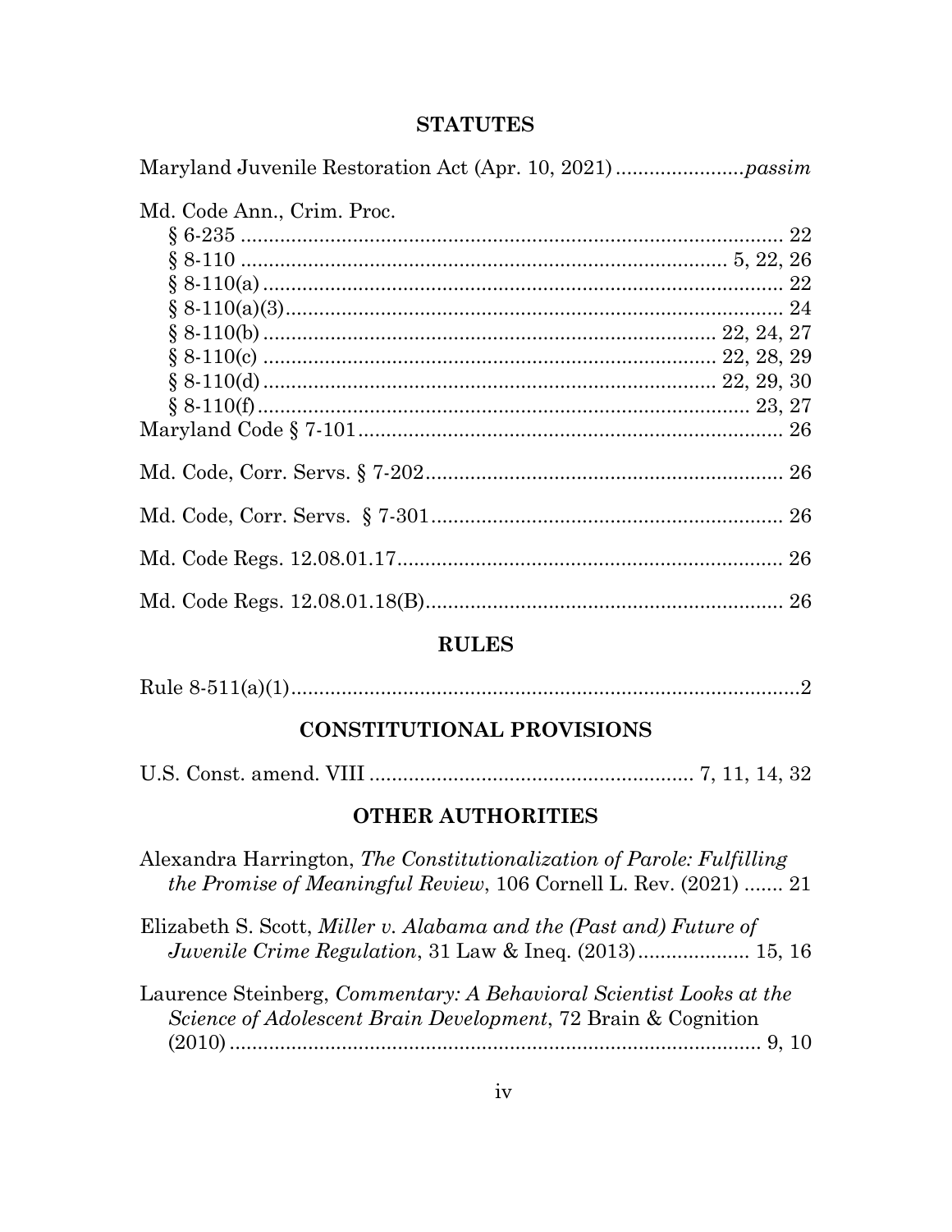## STATUTES

Maryland Juvenile Restoration Act (Apr. 10, 2021) ....................... *passim*

Md. Code Ann., Crim. Proc.
- § 6-235 .................................................................................. 22
- § 8-110 .................................................................................. 5, 22, 26
- § 8-110(a) .............................................................................. 22
- § 8-110(a)(3) .......................................................................... 24
- § 8-110(b) .............................................................................. 22, 24, 27
- § 8-110(c) .............................................................................. 22, 28, 29
- § 8-110(d) .............................................................................. 22, 29, 30
- § 8-110(f) ............................................................................... 23, 27

Maryland Code § 7-101 ........................................................................ 26

Md. Code, Corr. Servs. § 7-202 ............................................................. 26

Md. Code, Corr. Servs. § 7-301 ............................................................. 26

Md. Code Regs. 12.08.01.17 ................................................................... 26

Md. Code Regs. 12.08.01.18(B) .............................................................. 26

## RULES

Rule 8-511(a)(1) ...................................................................................... 2

## CONSTITUTIONAL PROVISIONS

U.S. Const. amend. VIII ......................................................... 7, 11, 14, 32

## OTHER AUTHORITIES

Alexandra Harrington, *The Constitutionalization of Parole: Fulfilling the Promise of Meaningful Review*, 106 Cornell L. Rev. (2021) ....... 21

Elizabeth S. Scott, *Miller v. Alabama and the (Past and) Future of Juvenile Crime Regulation*, 31 Law & Ineq. (2013) .................... 15, 16

Laurence Steinberg, *Commentary: A Behavioral Scientist Looks at the Science of Adolescent Brain Development*, 72 Brain & Cognition (2010) ................................................................................ 9, 10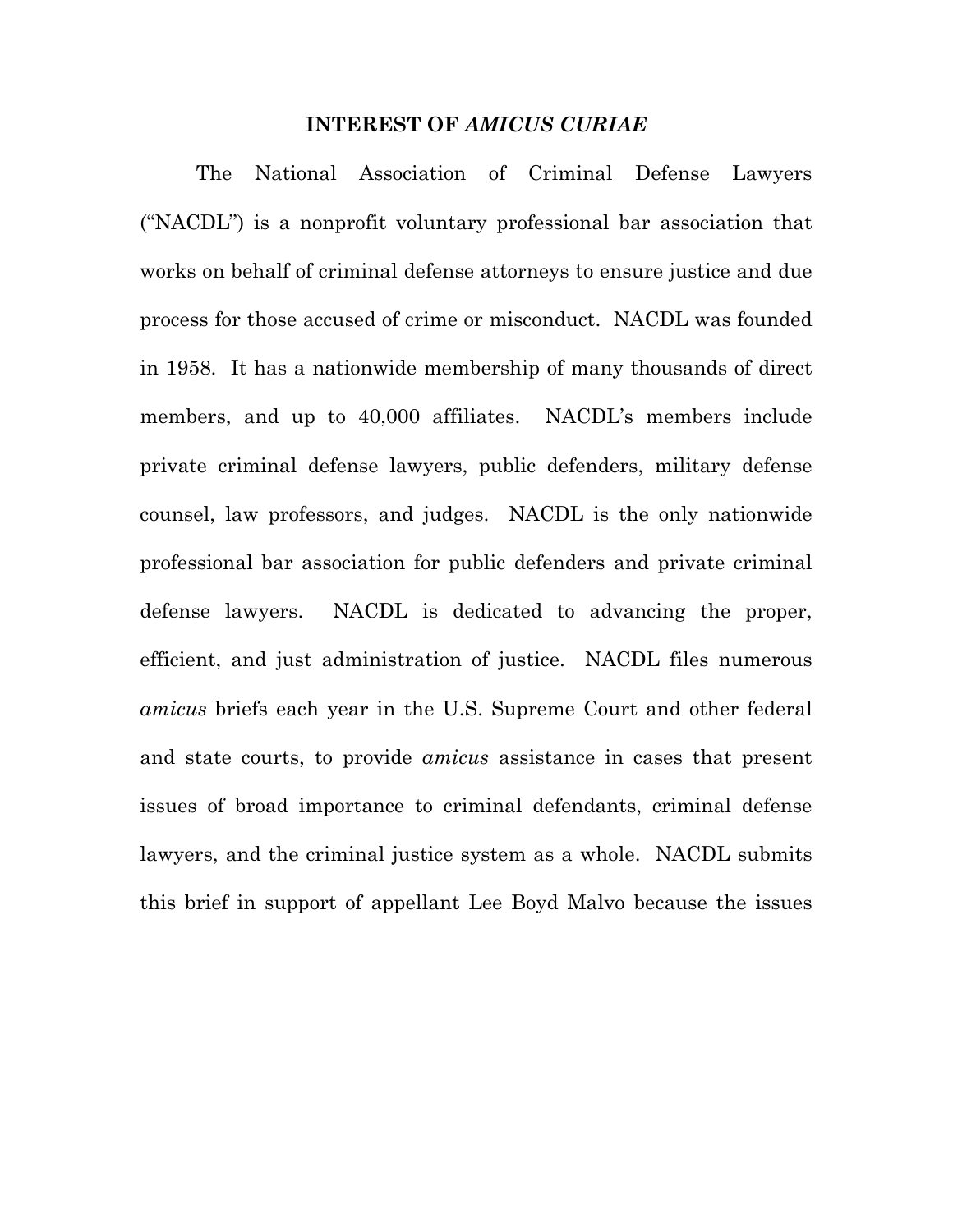## INTEREST OF *AMICUS CURIAE*

The National Association of Criminal Defense Lawyers ("NACDL") is a nonprofit voluntary professional bar association that works on behalf of criminal defense attorneys to ensure justice and due process for those accused of crime or misconduct. NACDL was founded in 1958. It has a nationwide membership of many thousands of direct members, and up to 40,000 affiliates. NACDL's members include private criminal defense lawyers, public defenders, military defense counsel, law professors, and judges. NACDL is the only nationwide professional bar association for public defenders and private criminal defense lawyers. NACDL is dedicated to advancing the proper, efficient, and just administration of justice. NACDL files numerous *amicus* briefs each year in the U.S. Supreme Court and other federal and state courts, to provide *amicus* assistance in cases that present issues of broad importance to criminal defendants, criminal defense lawyers, and the criminal justice system as a whole. NACDL submits this brief in support of appellant Lee Boyd Malvo because the issues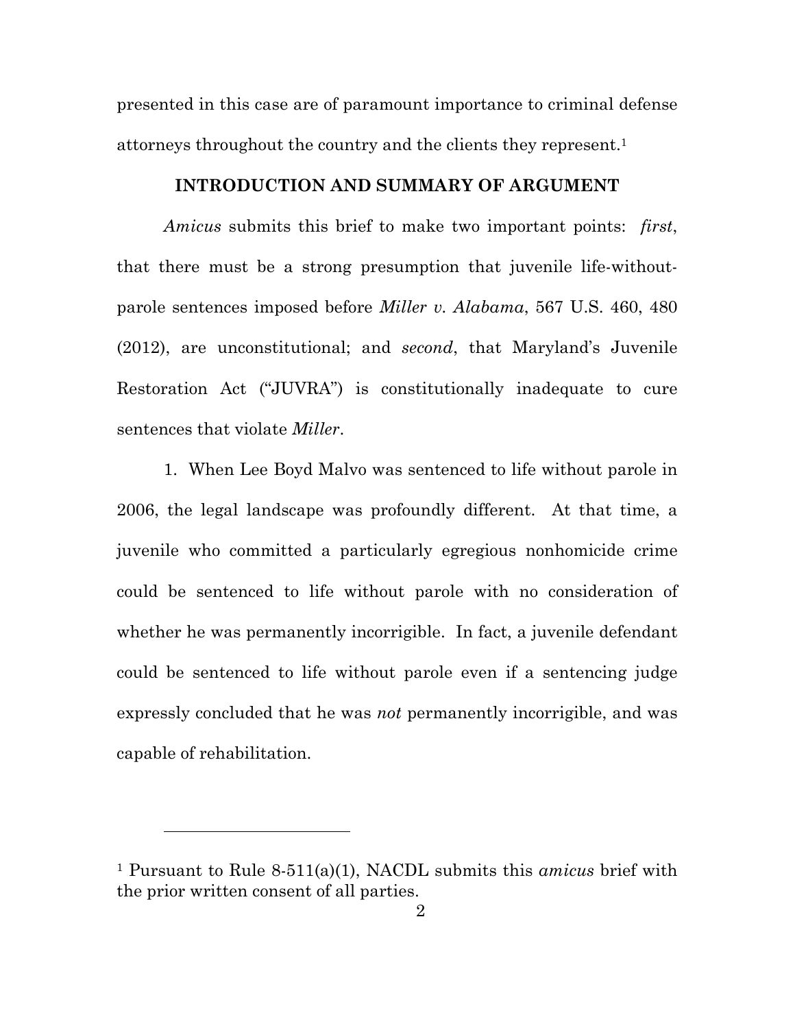presented in this case are of paramount importance to criminal defense attorneys throughout the country and the clients they represent.[1]

## INTRODUCTION AND SUMMARY OF ARGUMENT

*Amicus* submits this brief to make two important points: *first*, that there must be a strong presumption that juvenile life-without-parole sentences imposed before *Miller v. Alabama*, 567 U.S. 460, 480 (2012), are unconstitutional; and *second*, that Maryland's Juvenile Restoration Act ("JUVRA") is constitutionally inadequate to cure sentences that violate *Miller*.

1. When Lee Boyd Malvo was sentenced to life without parole in 2006, the legal landscape was profoundly different. At that time, a juvenile who committed a particularly egregious nonhomicide crime could be sentenced to life without parole with no consideration of whether he was permanently incorrigible. In fact, a juvenile defendant could be sentenced to life without parole even if a sentencing judge expressly concluded that he was *not* permanently incorrigible, and was capable of rehabilitation.

---

[1] Pursuant to Rule 8-511(a)(1), NACDL submits this *amicus* brief with the prior written consent of all parties.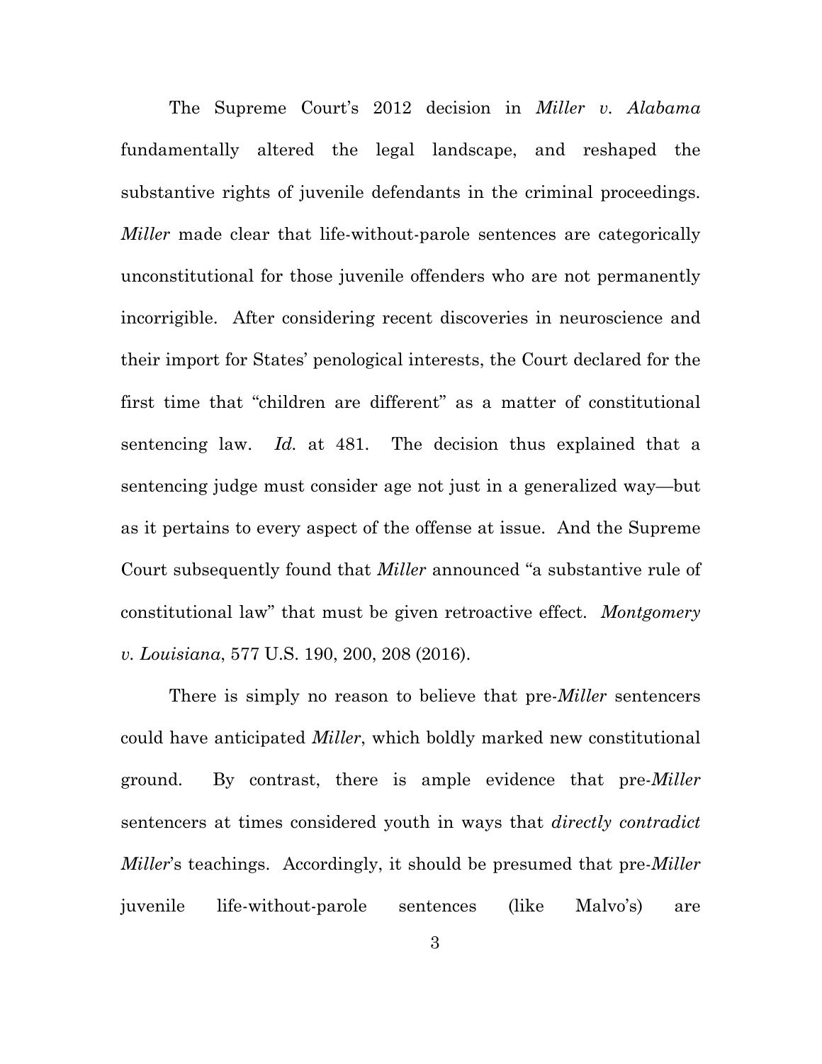The Supreme Court's 2012 decision in *Miller v. Alabama* fundamentally altered the legal landscape, and reshaped the substantive rights of juvenile defendants in the criminal proceedings. *Miller* made clear that life-without-parole sentences are categorically unconstitutional for those juvenile offenders who are not permanently incorrigible. After considering recent discoveries in neuroscience and their import for States' penological interests, the Court declared for the first time that "children are different" as a matter of constitutional sentencing law. *Id.* at 481. The decision thus explained that a sentencing judge must consider age not just in a generalized way—but as it pertains to every aspect of the offense at issue. And the Supreme Court subsequently found that *Miller* announced "a substantive rule of constitutional law" that must be given retroactive effect. *Montgomery v. Louisiana*, 577 U.S. 190, 200, 208 (2016).

There is simply no reason to believe that pre-*Miller* sentencers could have anticipated *Miller*, which boldly marked new constitutional ground. By contrast, there is ample evidence that pre-*Miller* sentencers at times considered youth in ways that *directly contradict* *Miller*'s teachings. Accordingly, it should be presumed that pre-*Miller* juvenile life-without-parole sentences (like Malvo's) are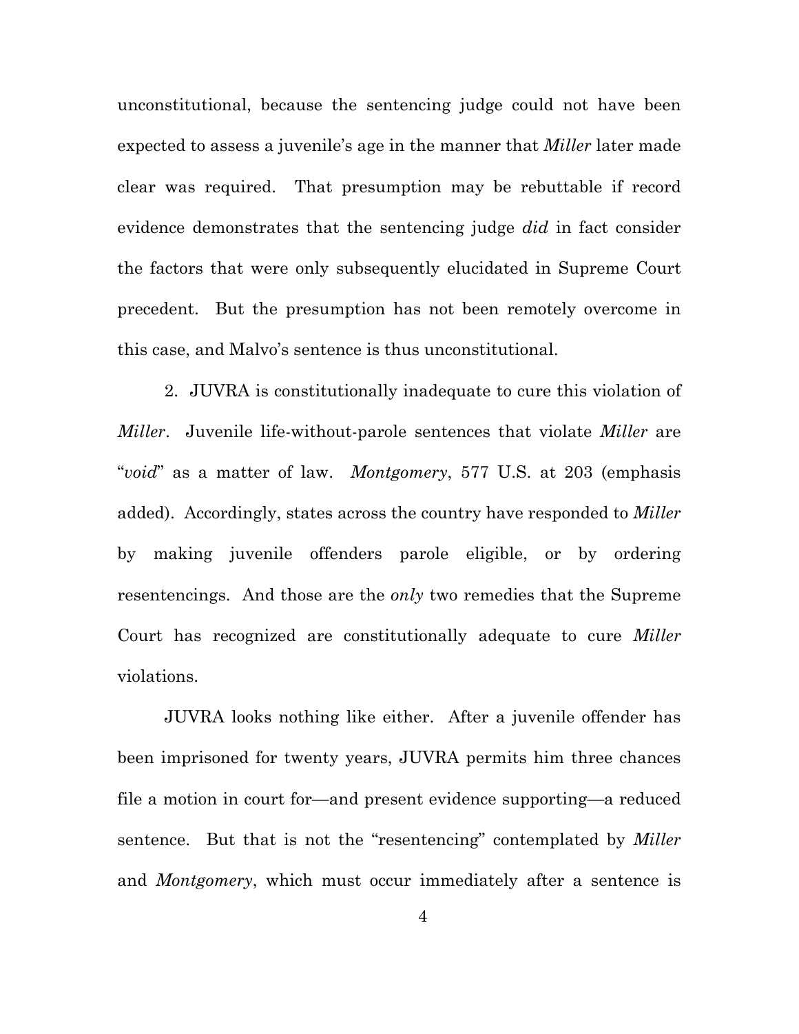unconstitutional, because the sentencing judge could not have been expected to assess a juvenile's age in the manner that *Miller* later made clear was required. That presumption may be rebuttable if record evidence demonstrates that the sentencing judge *did* in fact consider the factors that were only subsequently elucidated in Supreme Court precedent. But the presumption has not been remotely overcome in this case, and Malvo's sentence is thus unconstitutional.

2. JUVRA is constitutionally inadequate to cure this violation of *Miller*. Juvenile life-without-parole sentences that violate *Miller* are "*void*" as a matter of law. *Montgomery*, 577 U.S. at 203 (emphasis added). Accordingly, states across the country have responded to *Miller* by making juvenile offenders parole eligible, or by ordering resentencings. And those are the *only* two remedies that the Supreme Court has recognized are constitutionally adequate to cure *Miller* violations.

JUVRA looks nothing like either. After a juvenile offender has been imprisoned for twenty years, JUVRA permits him three chances file a motion in court for—and present evidence supporting—a reduced sentence. But that is not the "resentencing" contemplated by *Miller* and *Montgomery*, which must occur immediately after a sentence is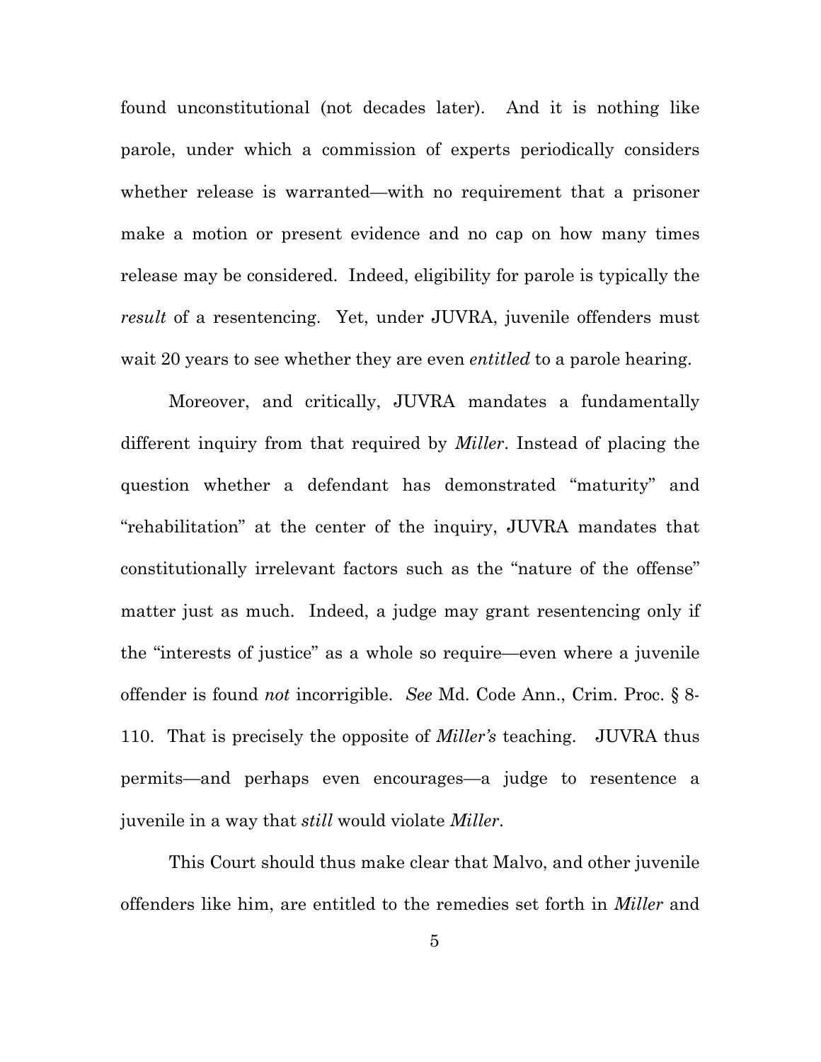found unconstitutional (not decades later). And it is nothing like parole, under which a commission of experts periodically considers whether release is warranted—with no requirement that a prisoner make a motion or present evidence and no cap on how many times release may be considered. Indeed, eligibility for parole is typically the *result* of a resentencing. Yet, under JUVRA, juvenile offenders must wait 20 years to see whether they are even *entitled* to a parole hearing.

Moreover, and critically, JUVRA mandates a fundamentally different inquiry from that required by *Miller*. Instead of placing the question whether a defendant has demonstrated "maturity" and "rehabilitation" at the center of the inquiry, JUVRA mandates that constitutionally irrelevant factors such as the "nature of the offense" matter just as much. Indeed, a judge may grant resentencing only if the "interests of justice" as a whole so require—even where a juvenile offender is found *not* incorrigible. *See* Md. Code Ann., Crim. Proc. § 8-110. That is precisely the opposite of *Miller's* teaching. JUVRA thus permits—and perhaps even encourages—a judge to resentence a juvenile in a way that *still* would violate *Miller*.

This Court should thus make clear that Malvo, and other juvenile offenders like him, are entitled to the remedies set forth in *Miller* and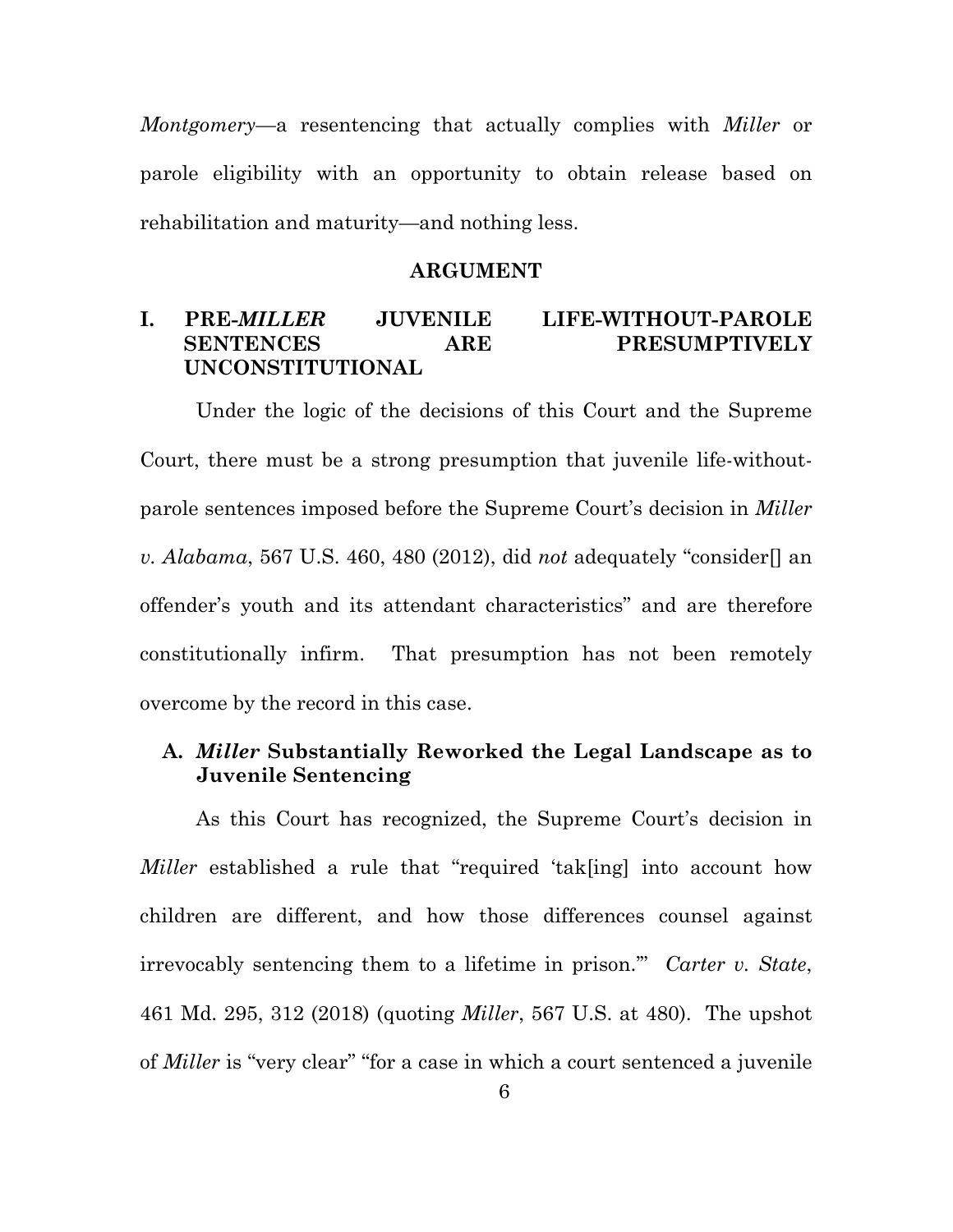*Montgomery*—a resentencing that actually complies with *Miller* or parole eligibility with an opportunity to obtain release based on rehabilitation and maturity—and nothing less.

## ARGUMENT

### I. PRE-*MILLER* JUVENILE LIFE-WITHOUT-PAROLE SENTENCES ARE PRESUMPTIVELY UNCONSTITUTIONAL

Under the logic of the decisions of this Court and the Supreme Court, there must be a strong presumption that juvenile life-without-parole sentences imposed before the Supreme Court's decision in *Miller v. Alabama*, 567 U.S. 460, 480 (2012), did *not* adequately "consider[] an offender's youth and its attendant characteristics" and are therefore constitutionally infirm. That presumption has not been remotely overcome by the record in this case.

#### A. *Miller* Substantially Reworked the Legal Landscape as to Juvenile Sentencing

As this Court has recognized, the Supreme Court's decision in *Miller* established a rule that "required 'tak[ing] into account how children are different, and how those differences counsel against irrevocably sentencing them to a lifetime in prison.'" *Carter v. State*, 461 Md. 295, 312 (2018) (quoting *Miller*, 567 U.S. at 480). The upshot of *Miller* is "very clear" "for a case in which a court sentenced a juvenile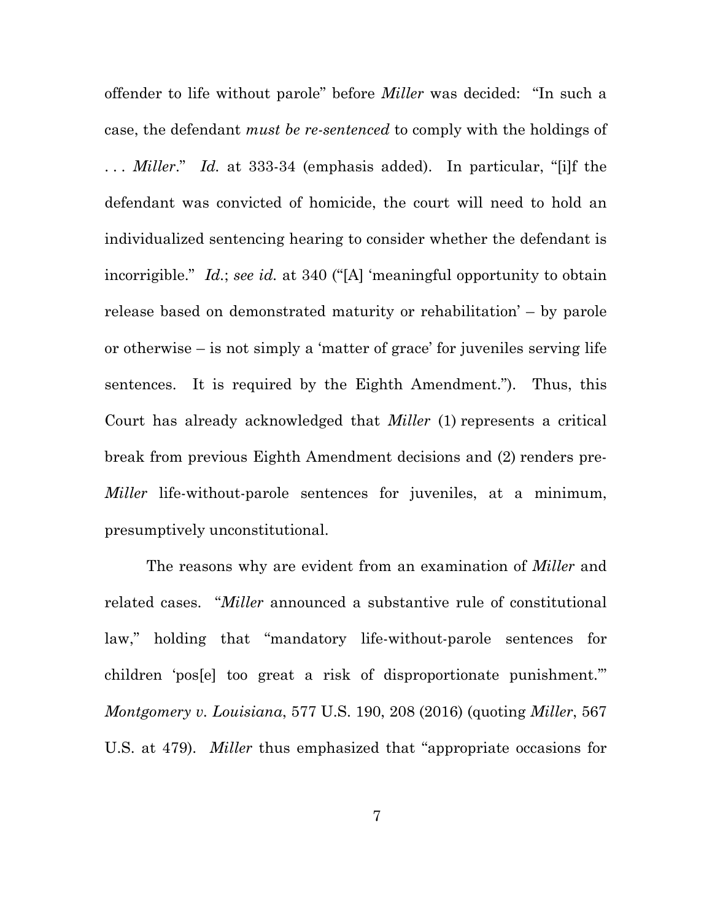offender to life without parole" before *Miller* was decided: "In such a case, the defendant *must be re-sentenced* to comply with the holdings of . . . *Miller*." *Id.* at 333-34 (emphasis added). In particular, "[i]f the defendant was convicted of homicide, the court will need to hold an individualized sentencing hearing to consider whether the defendant is incorrigible." *Id.*; *see id.* at 340 ("[A] 'meaningful opportunity to obtain release based on demonstrated maturity or rehabilitation' – by parole or otherwise – is not simply a 'matter of grace' for juveniles serving life sentences. It is required by the Eighth Amendment."). Thus, this Court has already acknowledged that *Miller* (1) represents a critical break from previous Eighth Amendment decisions and (2) renders pre-*Miller* life-without-parole sentences for juveniles, at a minimum, presumptively unconstitutional.

The reasons why are evident from an examination of *Miller* and related cases. "*Miller* announced a substantive rule of constitutional law," holding that "mandatory life-without-parole sentences for children 'pos[e] too great a risk of disproportionate punishment.'" *Montgomery v. Louisiana*, 577 U.S. 190, 208 (2016) (quoting *Miller*, 567 U.S. at 479). *Miller* thus emphasized that "appropriate occasions for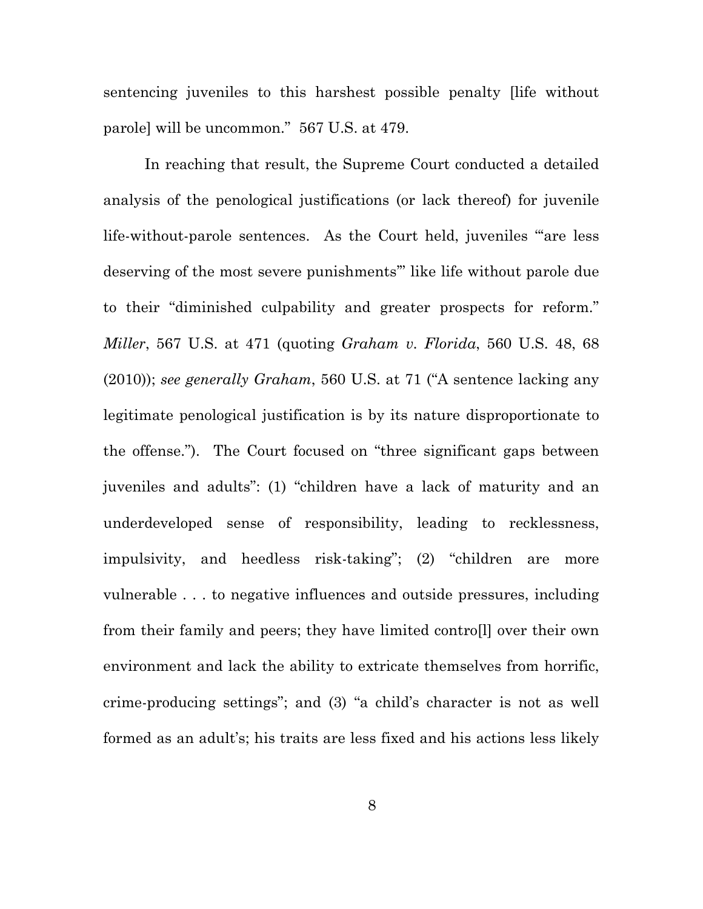sentencing juveniles to this harshest possible penalty [life without parole] will be uncommon." 567 U.S. at 479.

In reaching that result, the Supreme Court conducted a detailed analysis of the penological justifications (or lack thereof) for juvenile life-without-parole sentences. As the Court held, juveniles "'are less deserving of the most severe punishments'" like life without parole due to their "diminished culpability and greater prospects for reform." *Miller*, 567 U.S. at 471 (quoting *Graham v. Florida*, 560 U.S. 48, 68 (2010)); *see generally Graham*, 560 U.S. at 71 ("A sentence lacking any legitimate penological justification is by its nature disproportionate to the offense."). The Court focused on "three significant gaps between juveniles and adults": (1) "children have a lack of maturity and an underdeveloped sense of responsibility, leading to recklessness, impulsivity, and heedless risk-taking"; (2) "children are more vulnerable . . . to negative influences and outside pressures, including from their family and peers; they have limited contro[l] over their own environment and lack the ability to extricate themselves from horrific, crime-producing settings"; and (3) "a child's character is not as well formed as an adult's; his traits are less fixed and his actions less likely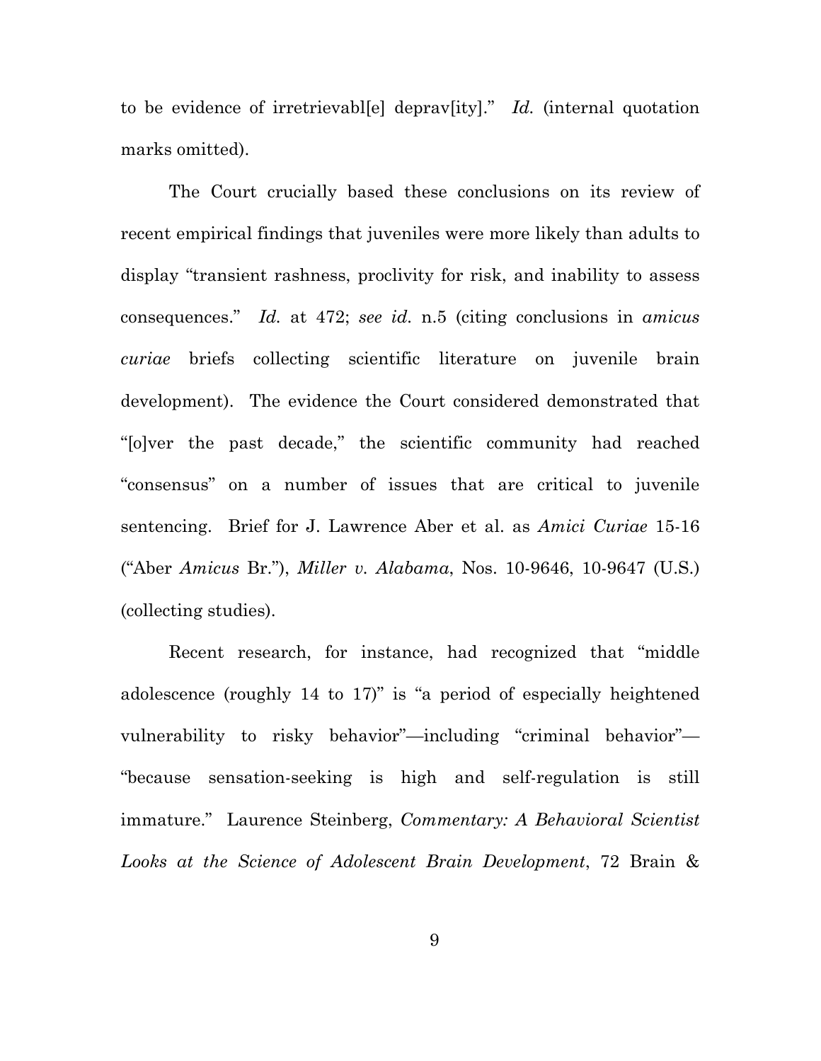to be evidence of irretrievabl[e] deprav[ity]." *Id.* (internal quotation marks omitted).

The Court crucially based these conclusions on its review of recent empirical findings that juveniles were more likely than adults to display "transient rashness, proclivity for risk, and inability to assess consequences." *Id.* at 472; *see id.* n.5 (citing conclusions in *amicus curiae* briefs collecting scientific literature on juvenile brain development). The evidence the Court considered demonstrated that "[o]ver the past decade," the scientific community had reached "consensus" on a number of issues that are critical to juvenile sentencing. Brief for J. Lawrence Aber et al. as *Amici Curiae* 15-16 ("Aber *Amicus* Br."), *Miller v. Alabama*, Nos. 10-9646, 10-9647 (U.S.) (collecting studies).

Recent research, for instance, had recognized that "middle adolescence (roughly 14 to 17)" is "a period of especially heightened vulnerability to risky behavior"—including "criminal behavior"—"because sensation-seeking is high and self-regulation is still immature." Laurence Steinberg, *Commentary: A Behavioral Scientist Looks at the Science of Adolescent Brain Development*, 72 Brain &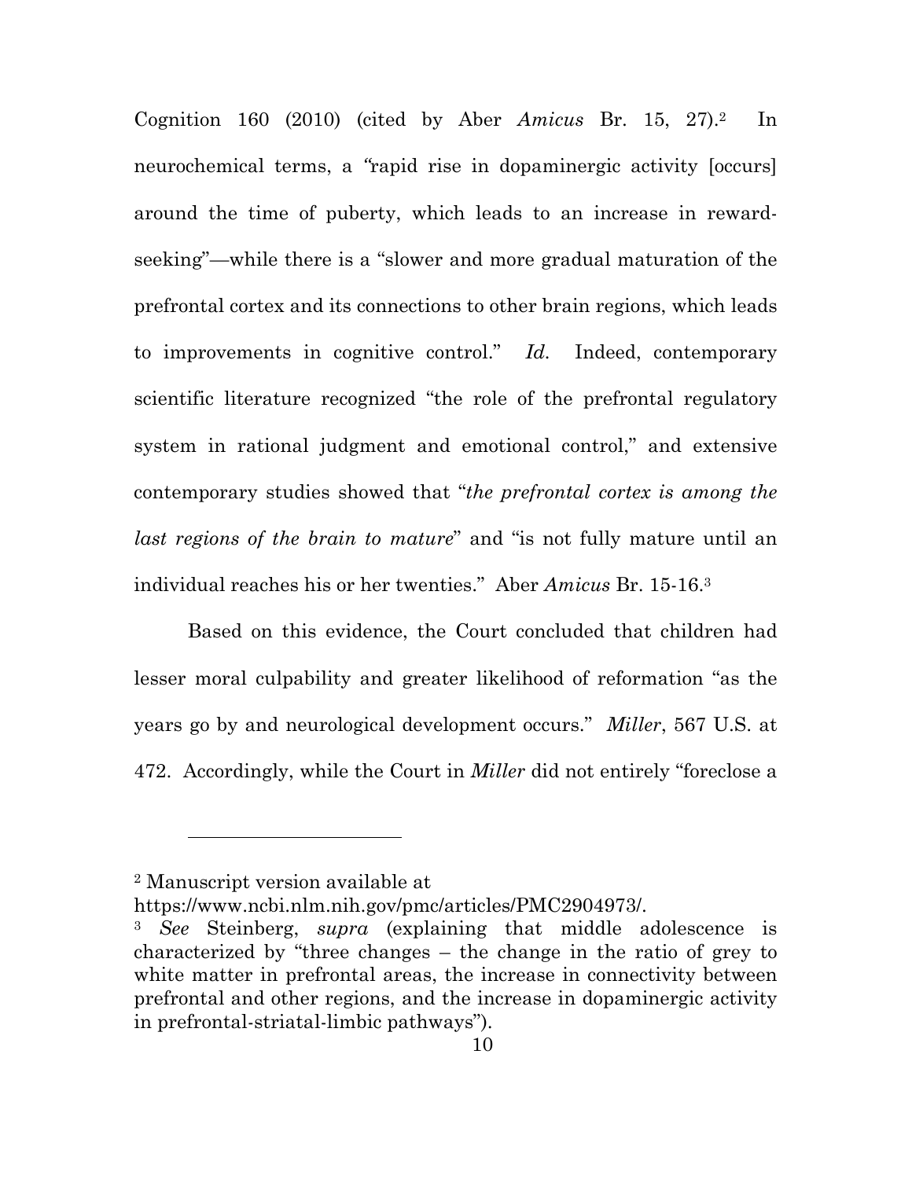Cognition 160 (2010) (cited by Aber *Amicus* Br. 15, 27).[2] In neurochemical terms, a "rapid rise in dopaminergic activity [occurs] around the time of puberty, which leads to an increase in reward-seeking"—while there is a "slower and more gradual maturation of the prefrontal cortex and its connections to other brain regions, which leads to improvements in cognitive control." *Id.* Indeed, contemporary scientific literature recognized "the role of the prefrontal regulatory system in rational judgment and emotional control," and extensive contemporary studies showed that "*the prefrontal cortex is among the last regions of the brain to mature*" and "is not fully mature until an individual reaches his or her twenties." Aber *Amicus* Br. 15-16.[3]

Based on this evidence, the Court concluded that children had lesser moral culpability and greater likelihood of reformation "as the years go by and neurological development occurs." *Miller*, 567 U.S. at 472. Accordingly, while the Court in *Miller* did not entirely "foreclose a

---

[2] Manuscript version available at https://www.ncbi.nlm.nih.gov/pmc/articles/PMC2904973/.

[3] *See* Steinberg, *supra* (explaining that middle adolescence is characterized by "three changes – the change in the ratio of grey to white matter in prefrontal areas, the increase in connectivity between prefrontal and other regions, and the increase in dopaminergic activity in prefrontal-striatal-limbic pathways").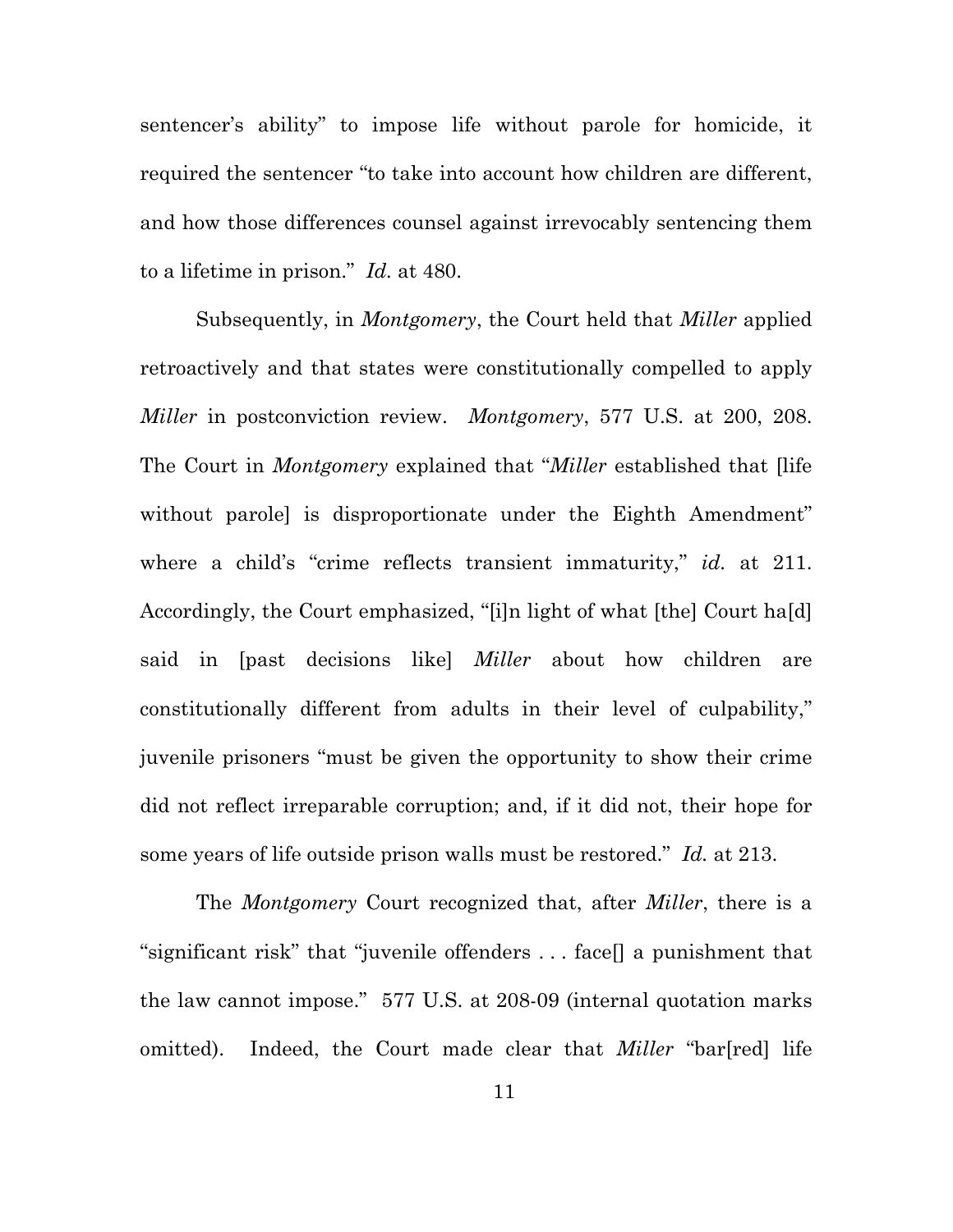sentencer's ability" to impose life without parole for homicide, it required the sentencer "to take into account how children are different, and how those differences counsel against irrevocably sentencing them to a lifetime in prison." *Id.* at 480.

Subsequently, in *Montgomery*, the Court held that *Miller* applied retroactively and that states were constitutionally compelled to apply *Miller* in postconviction review. *Montgomery*, 577 U.S. at 200, 208. The Court in *Montgomery* explained that "*Miller* established that [life without parole] is disproportionate under the Eighth Amendment" where a child's "crime reflects transient immaturity," *id.* at 211. Accordingly, the Court emphasized, "[i]n light of what [the] Court ha[d] said in [past decisions like] *Miller* about how children are constitutionally different from adults in their level of culpability," juvenile prisoners "must be given the opportunity to show their crime did not reflect irreparable corruption; and, if it did not, their hope for some years of life outside prison walls must be restored." *Id.* at 213.

The *Montgomery* Court recognized that, after *Miller*, there is a "significant risk" that "juvenile offenders . . . face[] a punishment that the law cannot impose." 577 U.S. at 208-09 (internal quotation marks omitted). Indeed, the Court made clear that *Miller* "bar[red] life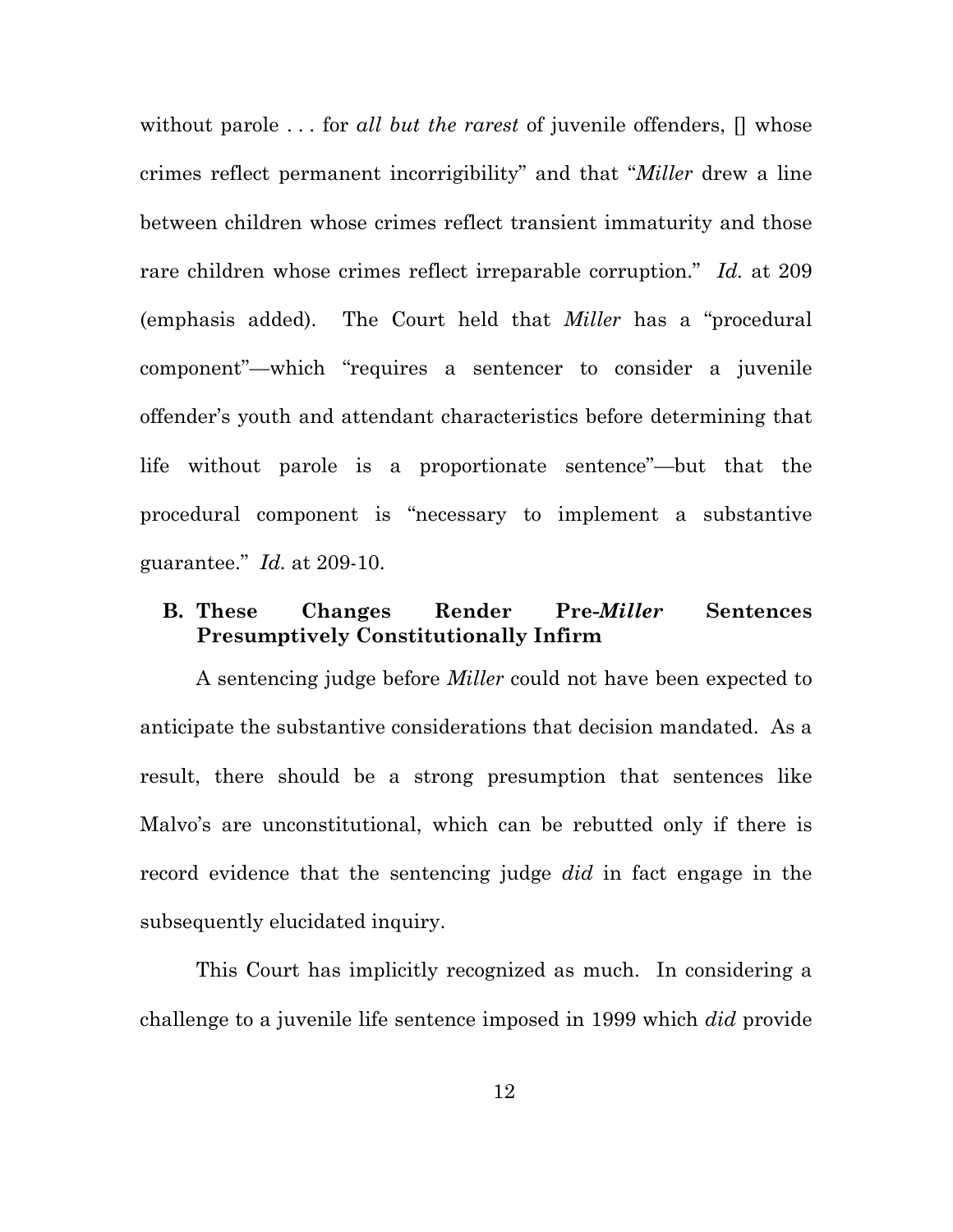without parole . . . for *all but the rarest* of juvenile offenders, [] whose crimes reflect permanent incorrigibility" and that "*Miller* drew a line between children whose crimes reflect transient immaturity and those rare children whose crimes reflect irreparable corruption." *Id.* at 209 (emphasis added). The Court held that *Miller* has a "procedural component"—which "requires a sentencer to consider a juvenile offender's youth and attendant characteristics before determining that life without parole is a proportionate sentence"—but that the procedural component is "necessary to implement a substantive guarantee." *Id.* at 209-10.

### B. These Changes Render Pre-*Miller* Sentences Presumptively Constitutionally Infirm

A sentencing judge before *Miller* could not have been expected to anticipate the substantive considerations that decision mandated. As a result, there should be a strong presumption that sentences like Malvo's are unconstitutional, which can be rebutted only if there is record evidence that the sentencing judge *did* in fact engage in the subsequently elucidated inquiry.

This Court has implicitly recognized as much. In considering a challenge to a juvenile life sentence imposed in 1999 which *did* provide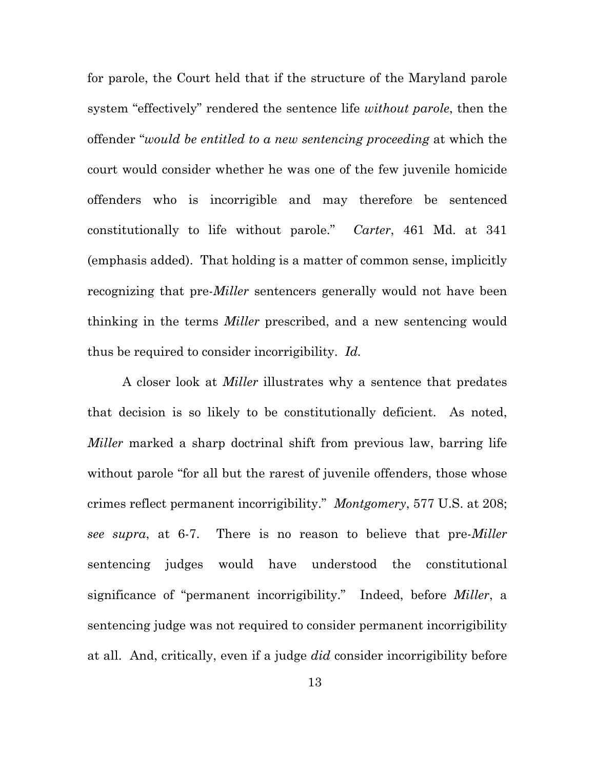for parole, the Court held that if the structure of the Maryland parole system "effectively" rendered the sentence life *without parole*, then the offender "*would be entitled to a new sentencing proceeding* at which the court would consider whether he was one of the few juvenile homicide offenders who is incorrigible and may therefore be sentenced constitutionally to life without parole." *Carter*, 461 Md. at 341 (emphasis added). That holding is a matter of common sense, implicitly recognizing that pre-*Miller* sentencers generally would not have been thinking in the terms *Miller* prescribed, and a new sentencing would thus be required to consider incorrigibility. *Id.*

A closer look at *Miller* illustrates why a sentence that predates that decision is so likely to be constitutionally deficient. As noted, *Miller* marked a sharp doctrinal shift from previous law, barring life without parole "for all but the rarest of juvenile offenders, those whose crimes reflect permanent incorrigibility." *Montgomery*, 577 U.S. at 208; *see supra*, at 6-7. There is no reason to believe that pre-*Miller* sentencing judges would have understood the constitutional significance of "permanent incorrigibility." Indeed, before *Miller*, a sentencing judge was not required to consider permanent incorrigibility at all. And, critically, even if a judge *did* consider incorrigibility before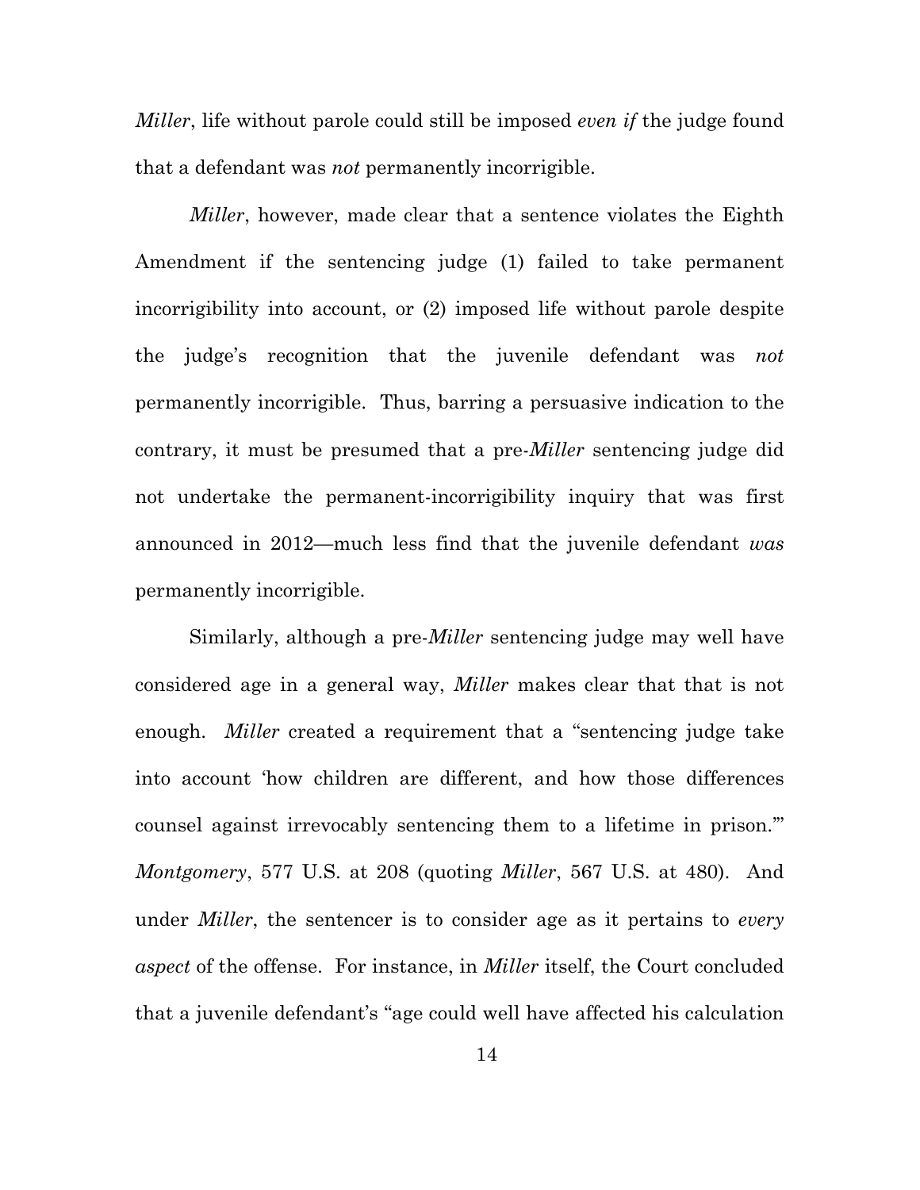*Miller*, life without parole could still be imposed *even if* the judge found that a defendant was *not* permanently incorrigible.

*Miller*, however, made clear that a sentence violates the Eighth Amendment if the sentencing judge (1) failed to take permanent incorrigibility into account, or (2) imposed life without parole despite the judge's recognition that the juvenile defendant was *not* permanently incorrigible. Thus, barring a persuasive indication to the contrary, it must be presumed that a pre-*Miller* sentencing judge did not undertake the permanent-incorrigibility inquiry that was first announced in 2012—much less find that the juvenile defendant *was* permanently incorrigible.

Similarly, although a pre-*Miller* sentencing judge may well have considered age in a general way, *Miller* makes clear that that is not enough. *Miller* created a requirement that a "sentencing judge take into account 'how children are different, and how those differences counsel against irrevocably sentencing them to a lifetime in prison.'" *Montgomery*, 577 U.S. at 208 (quoting *Miller*, 567 U.S. at 480). And under *Miller*, the sentencer is to consider age as it pertains to *every aspect* of the offense. For instance, in *Miller* itself, the Court concluded that a juvenile defendant's "age could well have affected his calculation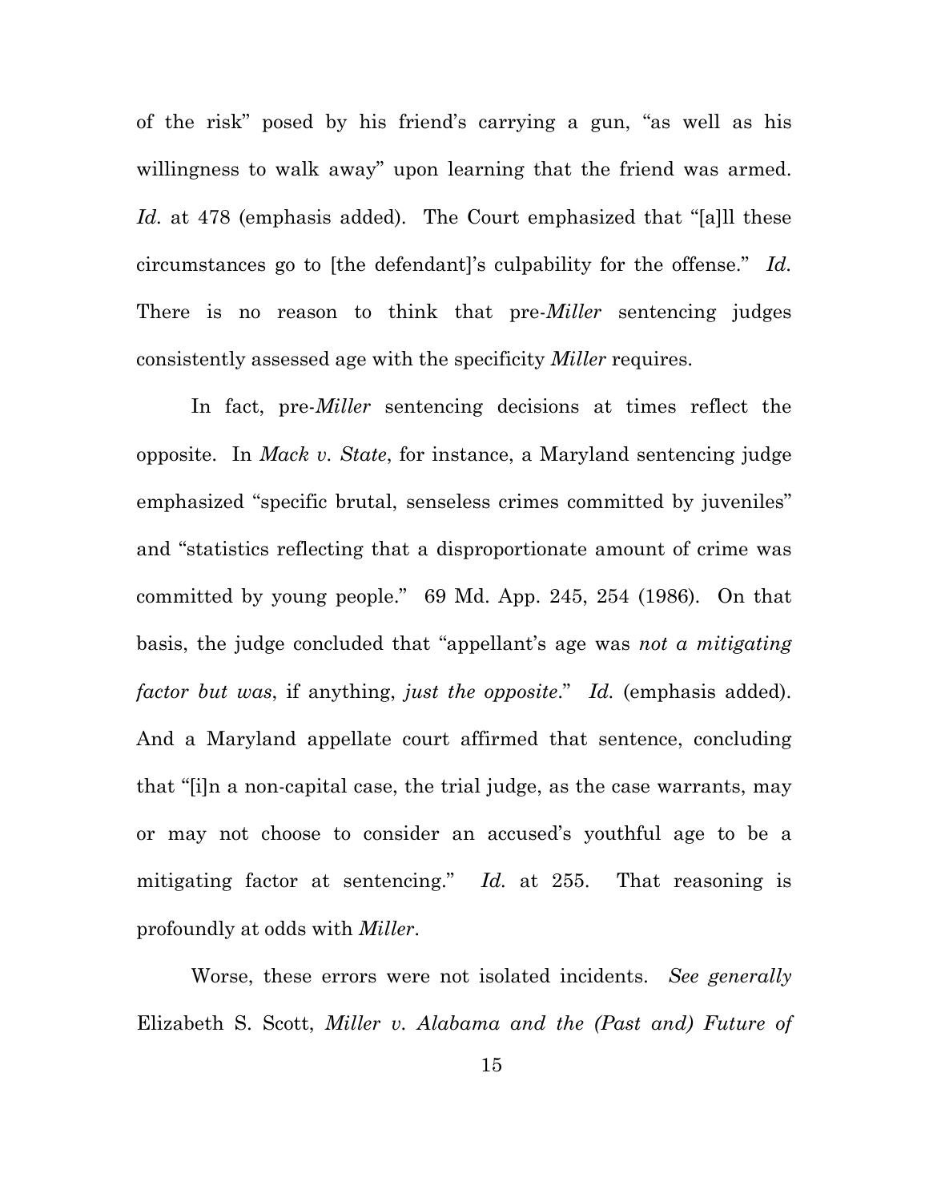of the risk" posed by his friend's carrying a gun, "as well as his willingness to walk away" upon learning that the friend was armed. *Id.* at 478 (emphasis added). The Court emphasized that "[a]ll these circumstances go to [the defendant]'s culpability for the offense." *Id.* There is no reason to think that pre-*Miller* sentencing judges consistently assessed age with the specificity *Miller* requires.

In fact, pre-*Miller* sentencing decisions at times reflect the opposite. In *Mack v. State*, for instance, a Maryland sentencing judge emphasized "specific brutal, senseless crimes committed by juveniles" and "statistics reflecting that a disproportionate amount of crime was committed by young people." 69 Md. App. 245, 254 (1986). On that basis, the judge concluded that "appellant's age was *not a mitigating factor but was*, if anything, *just the opposite*." *Id.* (emphasis added). And a Maryland appellate court affirmed that sentence, concluding that "[i]n a non-capital case, the trial judge, as the case warrants, may or may not choose to consider an accused's youthful age to be a mitigating factor at sentencing." *Id.* at 255. That reasoning is profoundly at odds with *Miller*.

Worse, these errors were not isolated incidents. *See generally* Elizabeth S. Scott, *Miller v. Alabama and the (Past and) Future of*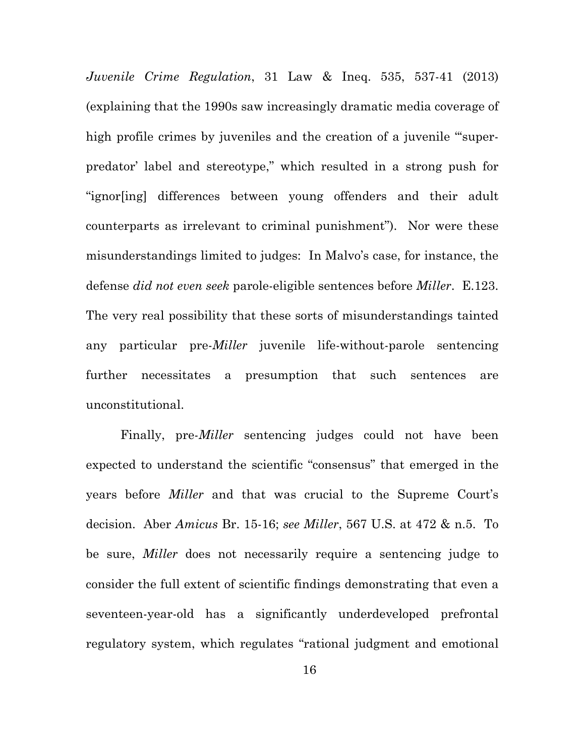*Juvenile Crime Regulation*, 31 Law & Ineq. 535, 537-41 (2013) (explaining that the 1990s saw increasingly dramatic media coverage of high profile crimes by juveniles and the creation of a juvenile "'super-predator' label and stereotype," which resulted in a strong push for "ignor[ing] differences between young offenders and their adult counterparts as irrelevant to criminal punishment"). Nor were these misunderstandings limited to judges: In Malvo's case, for instance, the defense *did not even seek* parole-eligible sentences before *Miller*. E.123. The very real possibility that these sorts of misunderstandings tainted any particular pre-*Miller* juvenile life-without-parole sentencing further necessitates a presumption that such sentences are unconstitutional.

Finally, pre-*Miller* sentencing judges could not have been expected to understand the scientific "consensus" that emerged in the years before *Miller* and that was crucial to the Supreme Court's decision. Aber *Amicus* Br. 15-16; *see Miller*, 567 U.S. at 472 & n.5. To be sure, *Miller* does not necessarily require a sentencing judge to consider the full extent of scientific findings demonstrating that even a seventeen-year-old has a significantly underdeveloped prefrontal regulatory system, which regulates "rational judgment and emotional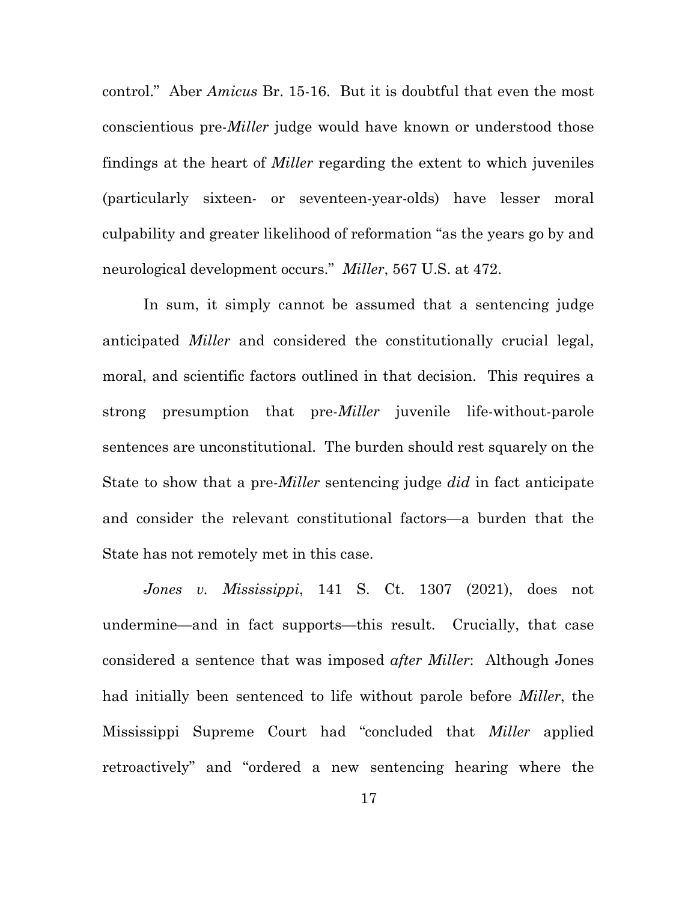control." Aber *Amicus* Br. 15-16. But it is doubtful that even the most conscientious pre-*Miller* judge would have known or understood those findings at the heart of *Miller* regarding the extent to which juveniles (particularly sixteen- or seventeen-year-olds) have lesser moral culpability and greater likelihood of reformation "as the years go by and neurological development occurs." *Miller*, 567 U.S. at 472.

In sum, it simply cannot be assumed that a sentencing judge anticipated *Miller* and considered the constitutionally crucial legal, moral, and scientific factors outlined in that decision. This requires a strong presumption that pre-*Miller* juvenile life-without-parole sentences are unconstitutional. The burden should rest squarely on the State to show that a pre-*Miller* sentencing judge *did* in fact anticipate and consider the relevant constitutional factors—a burden that the State has not remotely met in this case.

*Jones v. Mississippi*, 141 S. Ct. 1307 (2021), does not undermine—and in fact supports—this result. Crucially, that case considered a sentence that was imposed *after Miller*: Although Jones had initially been sentenced to life without parole before *Miller*, the Mississippi Supreme Court had "concluded that *Miller* applied retroactively" and "ordered a new sentencing hearing where the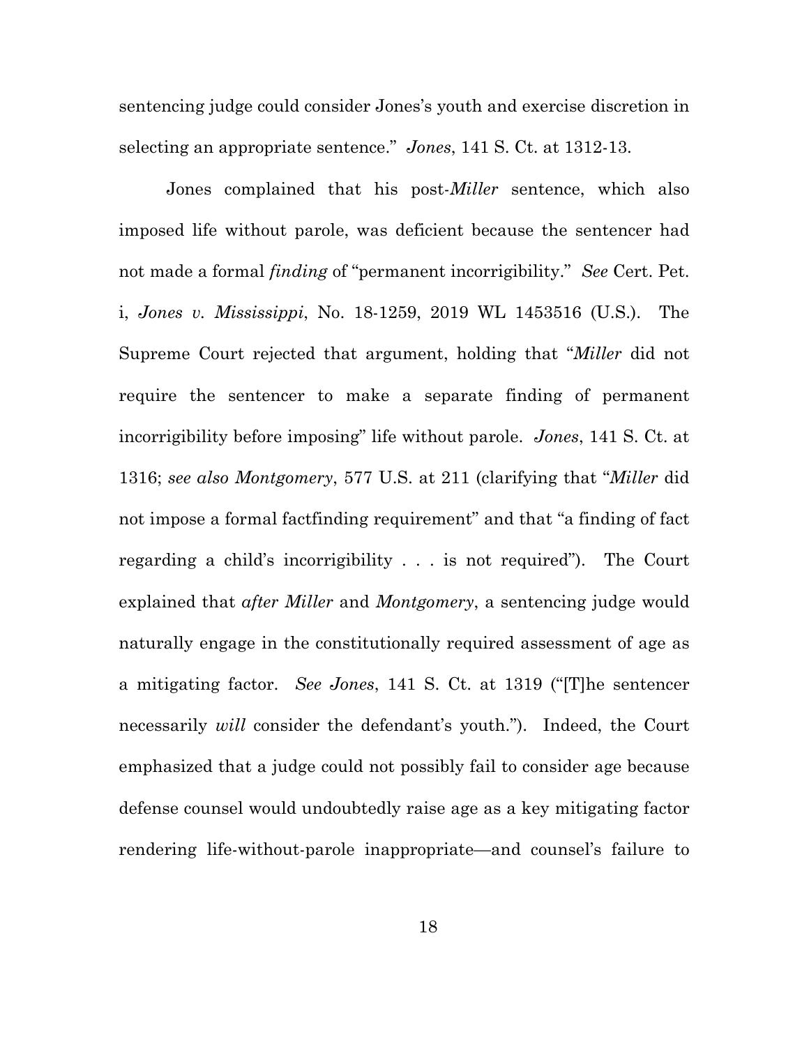sentencing judge could consider Jones's youth and exercise discretion in selecting an appropriate sentence." *Jones*, 141 S. Ct. at 1312-13.

Jones complained that his post-*Miller* sentence, which also imposed life without parole, was deficient because the sentencer had not made a formal *finding* of "permanent incorrigibility." *See* Cert. Pet. i, *Jones v. Mississippi*, No. 18-1259, 2019 WL 1453516 (U.S.). The Supreme Court rejected that argument, holding that "*Miller* did not require the sentencer to make a separate finding of permanent incorrigibility before imposing" life without parole. *Jones*, 141 S. Ct. at 1316; *see also Montgomery*, 577 U.S. at 211 (clarifying that "*Miller* did not impose a formal factfinding requirement" and that "a finding of fact regarding a child's incorrigibility . . . is not required"). The Court explained that *after Miller* and *Montgomery*, a sentencing judge would naturally engage in the constitutionally required assessment of age as a mitigating factor. *See Jones*, 141 S. Ct. at 1319 ("[T]he sentencer necessarily *will* consider the defendant's youth."). Indeed, the Court emphasized that a judge could not possibly fail to consider age because defense counsel would undoubtedly raise age as a key mitigating factor rendering life-without-parole inappropriate—and counsel's failure to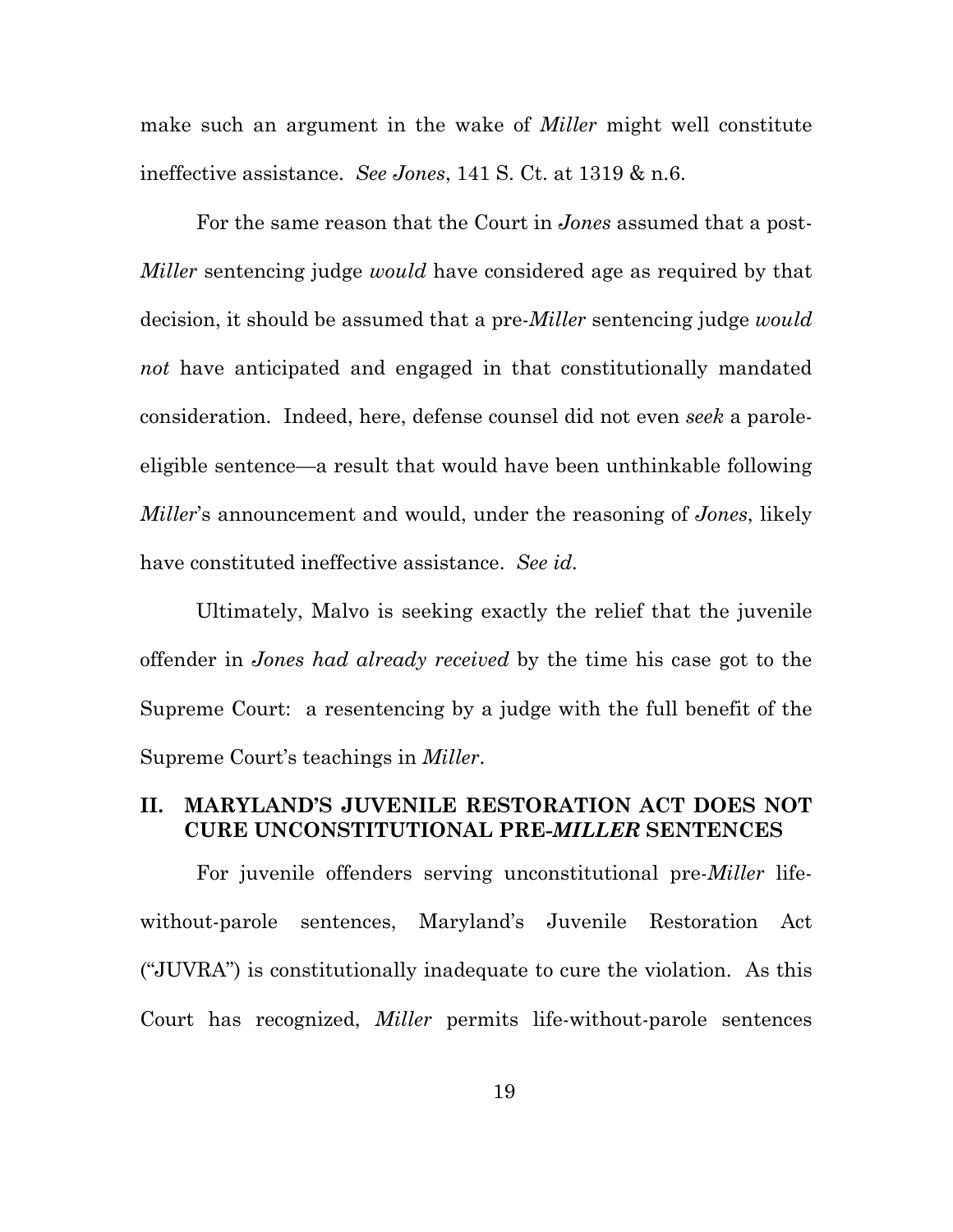make such an argument in the wake of *Miller* might well constitute ineffective assistance. *See Jones*, 141 S. Ct. at 1319 & n.6.

For the same reason that the Court in *Jones* assumed that a post-*Miller* sentencing judge *would* have considered age as required by that decision, it should be assumed that a pre-*Miller* sentencing judge *would not* have anticipated and engaged in that constitutionally mandated consideration. Indeed, here, defense counsel did not even *seek* a parole-eligible sentence—a result that would have been unthinkable following *Miller*'s announcement and would, under the reasoning of *Jones*, likely have constituted ineffective assistance. *See id.*

Ultimately, Malvo is seeking exactly the relief that the juvenile offender in *Jones had already received* by the time his case got to the Supreme Court: a resentencing by a judge with the full benefit of the Supreme Court's teachings in *Miller*.

## II. MARYLAND'S JUVENILE RESTORATION ACT DOES NOT CURE UNCONSTITUTIONAL PRE-*MILLER* SENTENCES

For juvenile offenders serving unconstitutional pre-*Miller* life-without-parole sentences, Maryland's Juvenile Restoration Act ("JUVRA") is constitutionally inadequate to cure the violation. As this Court has recognized, *Miller* permits life-without-parole sentences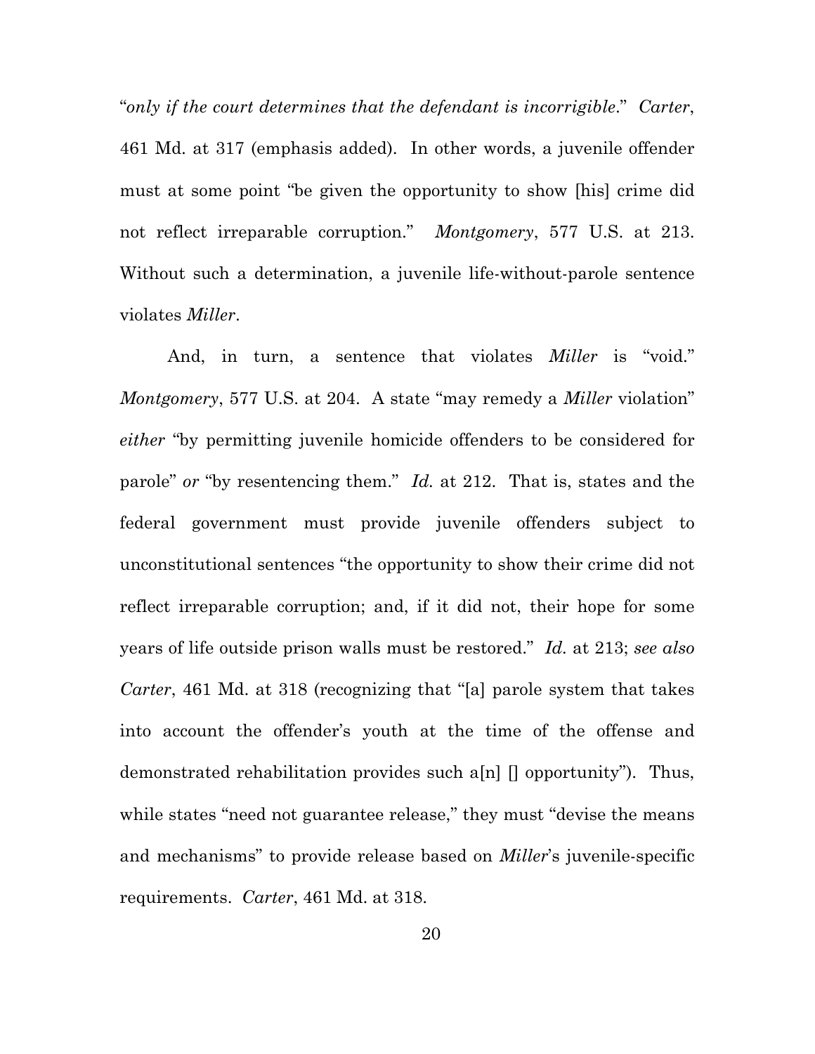"*only if the court determines that the defendant is incorrigible*." *Carter*, 461 Md. at 317 (emphasis added). In other words, a juvenile offender must at some point "be given the opportunity to show [his] crime did not reflect irreparable corruption." *Montgomery*, 577 U.S. at 213. Without such a determination, a juvenile life-without-parole sentence violates *Miller*.

And, in turn, a sentence that violates *Miller* is "void." *Montgomery*, 577 U.S. at 204. A state "may remedy a *Miller* violation" *either* "by permitting juvenile homicide offenders to be considered for parole" *or* "by resentencing them." *Id.* at 212. That is, states and the federal government must provide juvenile offenders subject to unconstitutional sentences "the opportunity to show their crime did not reflect irreparable corruption; and, if it did not, their hope for some years of life outside prison walls must be restored." *Id.* at 213; *see also Carter*, 461 Md. at 318 (recognizing that "[a] parole system that takes into account the offender's youth at the time of the offense and demonstrated rehabilitation provides such a[n] [] opportunity"). Thus, while states "need not guarantee release," they must "devise the means and mechanisms" to provide release based on *Miller*'s juvenile-specific requirements. *Carter*, 461 Md. at 318.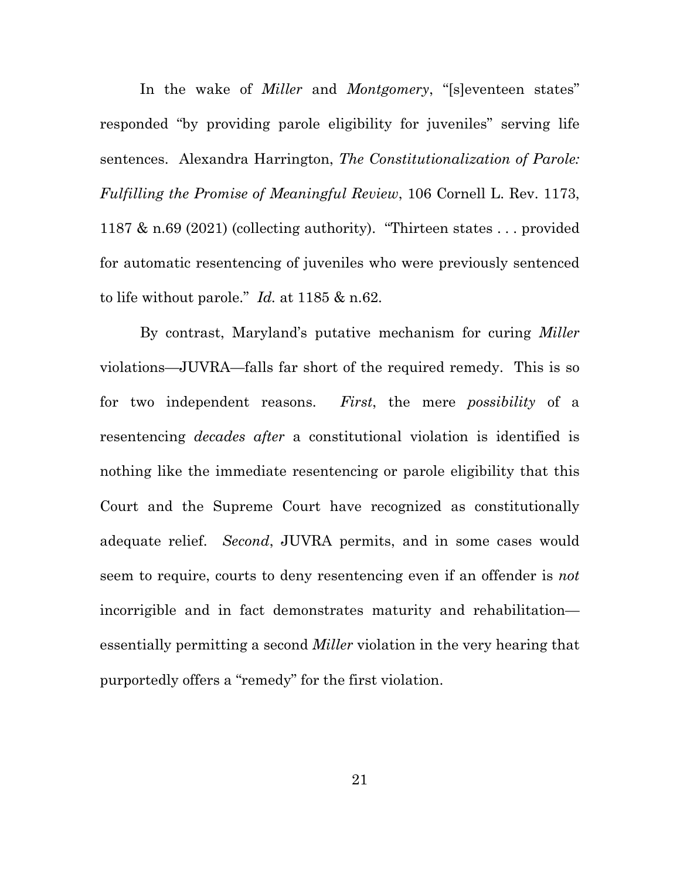In the wake of *Miller* and *Montgomery*, "[s]eventeen states" responded "by providing parole eligibility for juveniles" serving life sentences. Alexandra Harrington, *The Constitutionalization of Parole: Fulfilling the Promise of Meaningful Review*, 106 Cornell L. Rev. 1173, 1187 & n.69 (2021) (collecting authority). "Thirteen states . . . provided for automatic resentencing of juveniles who were previously sentenced to life without parole." *Id.* at 1185 & n.62.

By contrast, Maryland's putative mechanism for curing *Miller* violations—JUVRA—falls far short of the required remedy. This is so for two independent reasons. *First*, the mere *possibility* of a resentencing *decades after* a constitutional violation is identified is nothing like the immediate resentencing or parole eligibility that this Court and the Supreme Court have recognized as constitutionally adequate relief. *Second*, JUVRA permits, and in some cases would seem to require, courts to deny resentencing even if an offender is *not* incorrigible and in fact demonstrates maturity and rehabilitation—essentially permitting a second *Miller* violation in the very hearing that purportedly offers a "remedy" for the first violation.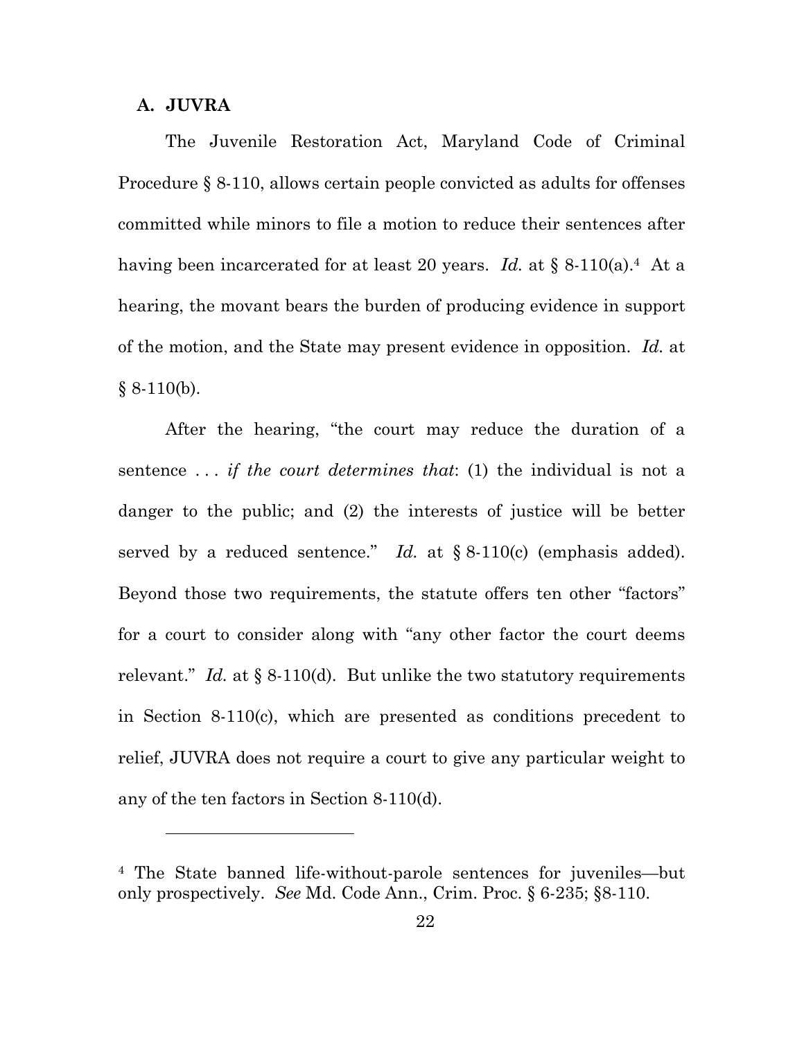### A. JUVRA

The Juvenile Restoration Act, Maryland Code of Criminal Procedure § 8-110, allows certain people convicted as adults for offenses committed while minors to file a motion to reduce their sentences after having been incarcerated for at least 20 years. *Id.* at § 8-110(a).[4] At a hearing, the movant bears the burden of producing evidence in support of the motion, and the State may present evidence in opposition. *Id.* at § 8-110(b).

After the hearing, "the court may reduce the duration of a sentence . . . *if the court determines that*: (1) the individual is not a danger to the public; and (2) the interests of justice will be better served by a reduced sentence." *Id.* at § 8-110(c) (emphasis added). Beyond those two requirements, the statute offers ten other "factors" for a court to consider along with "any other factor the court deems relevant." *Id.* at § 8-110(d). But unlike the two statutory requirements in Section 8-110(c), which are presented as conditions precedent to relief, JUVRA does not require a court to give any particular weight to any of the ten factors in Section 8-110(d).

---

[4] The State banned life-without-parole sentences for juveniles—but only prospectively. *See* Md. Code Ann., Crim. Proc. § 6-235; §8-110.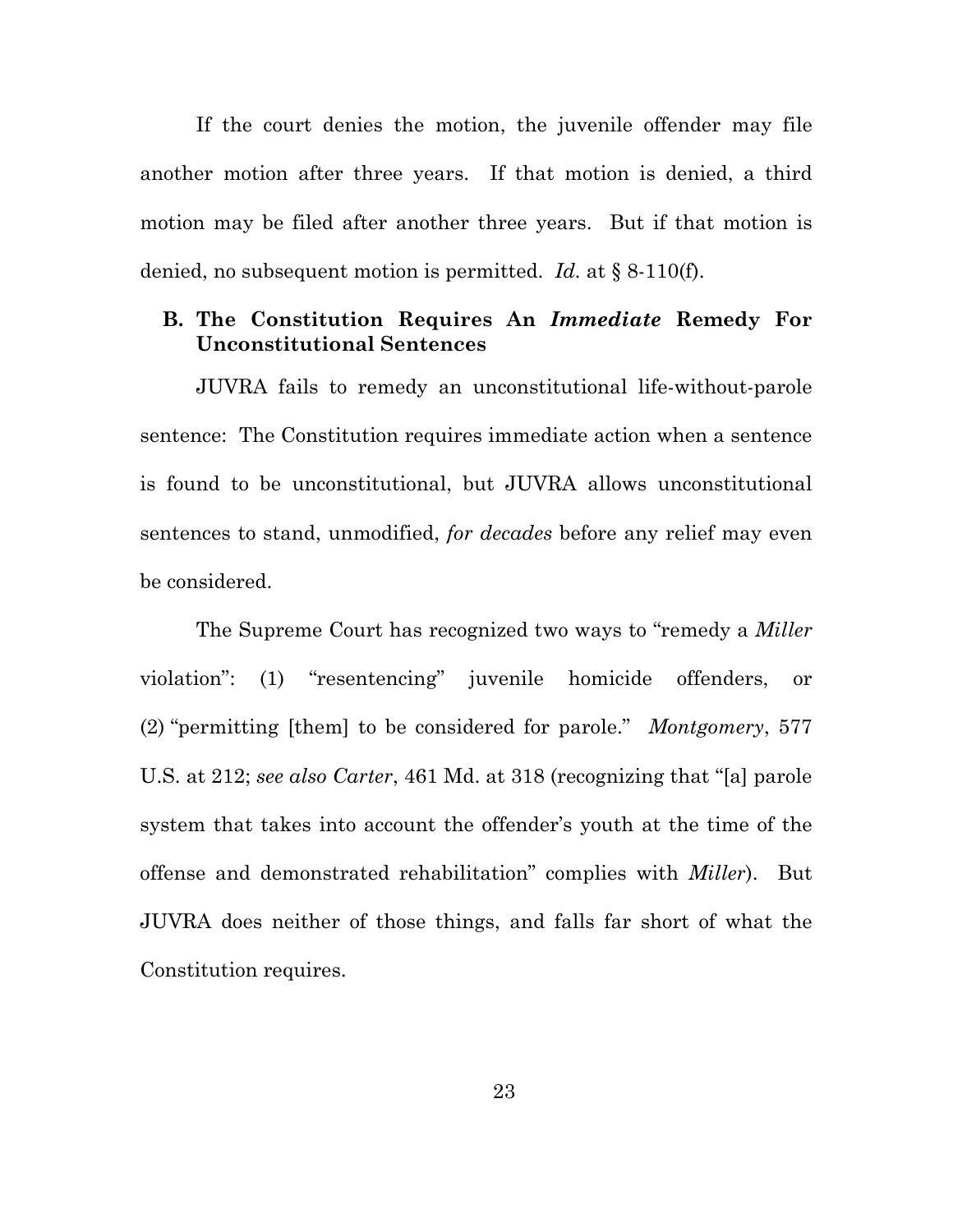If the court denies the motion, the juvenile offender may file another motion after three years. If that motion is denied, a third motion may be filed after another three years. But if that motion is denied, no subsequent motion is permitted. *Id.* at § 8-110(f).

### B. The Constitution Requires An *Immediate* Remedy For Unconstitutional Sentences

JUVRA fails to remedy an unconstitutional life-without-parole sentence: The Constitution requires immediate action when a sentence is found to be unconstitutional, but JUVRA allows unconstitutional sentences to stand, unmodified, *for decades* before any relief may even be considered.

The Supreme Court has recognized two ways to "remedy a *Miller* violation": (1) "resentencing" juvenile homicide offenders, or (2) "permitting [them] to be considered for parole." *Montgomery*, 577 U.S. at 212; *see also Carter*, 461 Md. at 318 (recognizing that "[a] parole system that takes into account the offender's youth at the time of the offense and demonstrated rehabilitation" complies with *Miller*). But JUVRA does neither of those things, and falls far short of what the Constitution requires.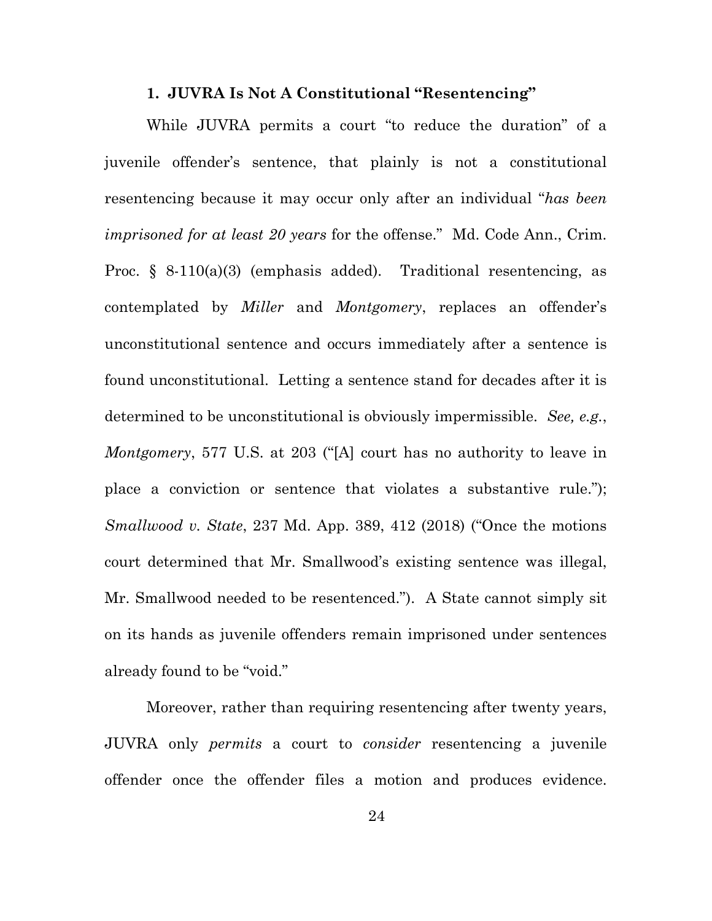### 1. JUVRA Is Not A Constitutional "Resentencing"

While JUVRA permits a court "to reduce the duration" of a juvenile offender's sentence, that plainly is not a constitutional resentencing because it may occur only after an individual "*has been imprisoned for at least 20 years* for the offense." Md. Code Ann., Crim. Proc. § 8-110(a)(3) (emphasis added). Traditional resentencing, as contemplated by *Miller* and *Montgomery*, replaces an offender's unconstitutional sentence and occurs immediately after a sentence is found unconstitutional. Letting a sentence stand for decades after it is determined to be unconstitutional is obviously impermissible. *See, e.g.*, *Montgomery*, 577 U.S. at 203 ("[A] court has no authority to leave in place a conviction or sentence that violates a substantive rule."); *Smallwood v. State*, 237 Md. App. 389, 412 (2018) ("Once the motions court determined that Mr. Smallwood's existing sentence was illegal, Mr. Smallwood needed to be resentenced."). A State cannot simply sit on its hands as juvenile offenders remain imprisoned under sentences already found to be "void."

Moreover, rather than requiring resentencing after twenty years, JUVRA only *permits* a court to *consider* resentencing a juvenile offender once the offender files a motion and produces evidence.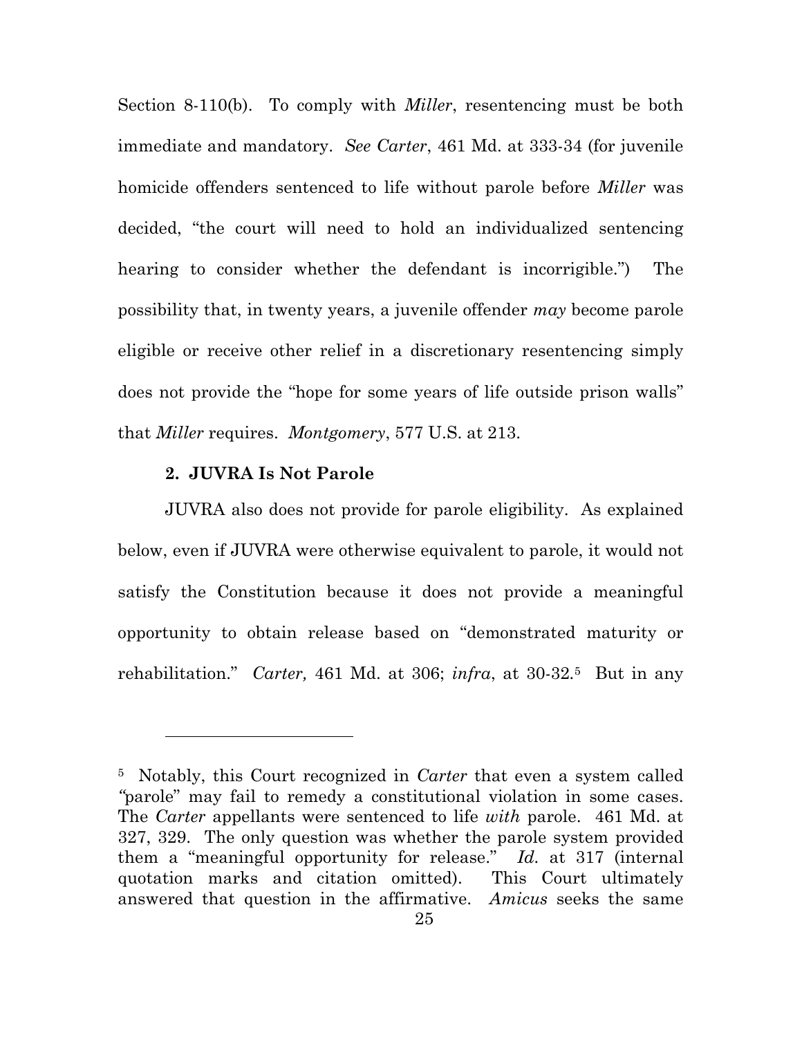Section 8-110(b). To comply with *Miller*, resentencing must be both immediate and mandatory. *See Carter*, 461 Md. at 333-34 (for juvenile homicide offenders sentenced to life without parole before *Miller* was decided, "the court will need to hold an individualized sentencing hearing to consider whether the defendant is incorrigible.") The possibility that, in twenty years, a juvenile offender *may* become parole eligible or receive other relief in a discretionary resentencing simply does not provide the "hope for some years of life outside prison walls" that *Miller* requires. *Montgomery*, 577 U.S. at 213.

### 2. JUVRA Is Not Parole

JUVRA also does not provide for parole eligibility. As explained below, even if JUVRA were otherwise equivalent to parole, it would not satisfy the Constitution because it does not provide a meaningful opportunity to obtain release based on "demonstrated maturity or rehabilitation." *Carter,* 461 Md. at 306; *infra*, at 30-32.[5] But in any

---

[5] Notably, this Court recognized in *Carter* that even a system called "parole" may fail to remedy a constitutional violation in some cases. The *Carter* appellants were sentenced to life *with* parole. 461 Md. at 327, 329. The only question was whether the parole system provided them a "meaningful opportunity for release." *Id.* at 317 (internal quotation marks and citation omitted). This Court ultimately answered that question in the affirmative. *Amicus* seeks the same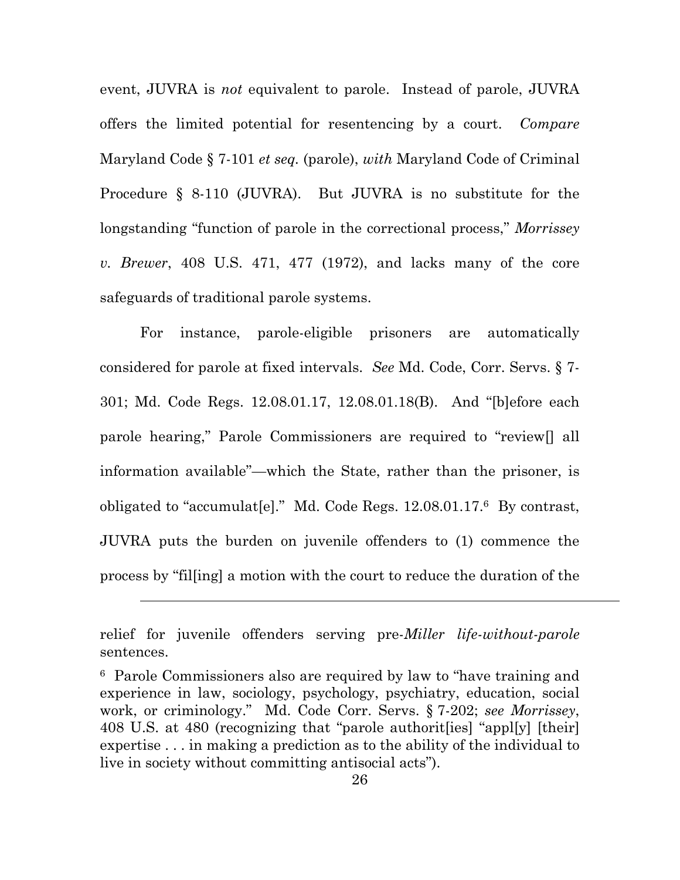event, JUVRA is *not* equivalent to parole. Instead of parole, JUVRA offers the limited potential for resentencing by a court. *Compare* Maryland Code § 7-101 *et seq.* (parole), *with* Maryland Code of Criminal Procedure § 8-110 (JUVRA). But JUVRA is no substitute for the longstanding "function of parole in the correctional process," *Morrissey v. Brewer*, 408 U.S. 471, 477 (1972), and lacks many of the core safeguards of traditional parole systems.

For instance, parole-eligible prisoners are automatically considered for parole at fixed intervals. *See* Md. Code, Corr. Servs. § 7-301; Md. Code Regs. 12.08.01.17, 12.08.01.18(B). And "[b]efore each parole hearing," Parole Commissioners are required to "review[] all information available"—which the State, rather than the prisoner, is obligated to "accumulat[e]." Md. Code Regs. 12.08.01.17.[6] By contrast, JUVRA puts the burden on juvenile offenders to (1) commence the process by "fil[ing] a motion with the court to reduce the duration of the

---

relief for juvenile offenders serving pre-*Miller life-without-parole* sentences.

[6] Parole Commissioners also are required by law to "have training and experience in law, sociology, psychology, psychiatry, education, social work, or criminology." Md. Code Corr. Servs. § 7-202; *see Morrissey*, 408 U.S. at 480 (recognizing that "parole authorit[ies] "appl[y] [their] expertise . . . in making a prediction as to the ability of the individual to live in society without committing antisocial acts").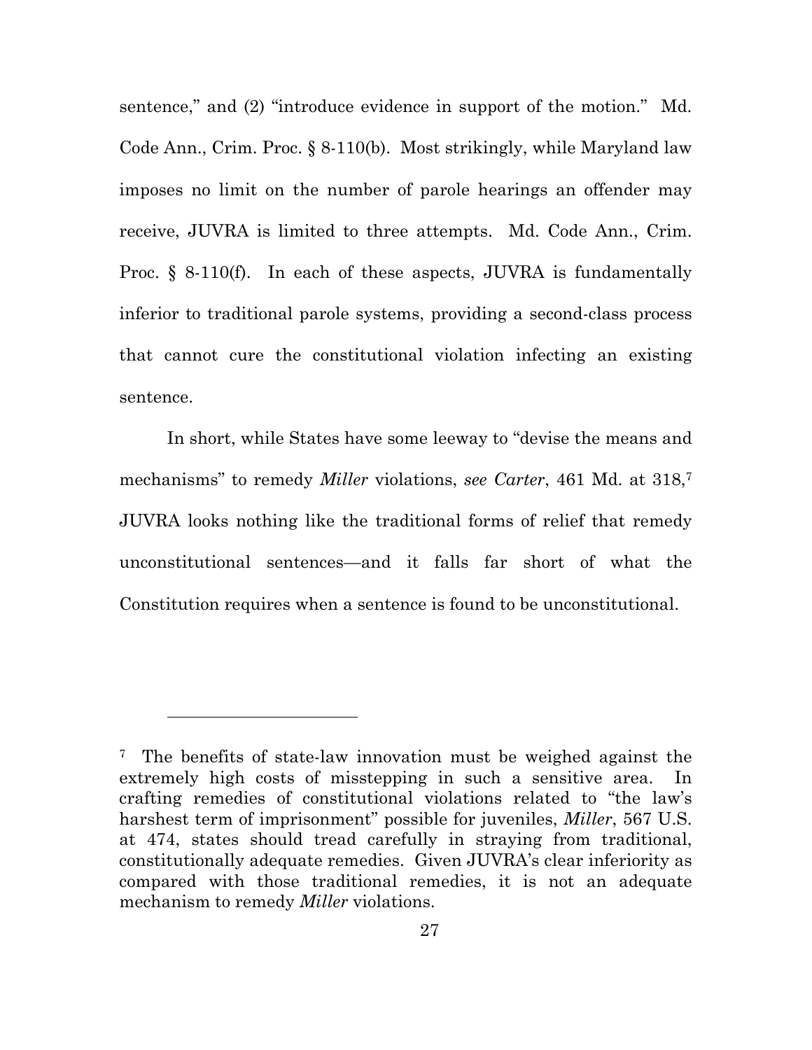sentence," and (2) "introduce evidence in support of the motion." Md. Code Ann., Crim. Proc. § 8-110(b). Most strikingly, while Maryland law imposes no limit on the number of parole hearings an offender may receive, JUVRA is limited to three attempts. Md. Code Ann., Crim. Proc. § 8-110(f). In each of these aspects, JUVRA is fundamentally inferior to traditional parole systems, providing a second-class process that cannot cure the constitutional violation infecting an existing sentence.

In short, while States have some leeway to "devise the means and mechanisms" to remedy *Miller* violations, *see Carter*, 461 Md. at 318,[7] JUVRA looks nothing like the traditional forms of relief that remedy unconstitutional sentences—and it falls far short of what the Constitution requires when a sentence is found to be unconstitutional.

---

[7] The benefits of state-law innovation must be weighed against the extremely high costs of misstepping in such a sensitive area. In crafting remedies of constitutional violations related to "the law's harshest term of imprisonment" possible for juveniles, *Miller*, 567 U.S. at 474, states should tread carefully in straying from traditional, constitutionally adequate remedies. Given JUVRA's clear inferiority as compared with those traditional remedies, it is not an adequate mechanism to remedy *Miller* violations.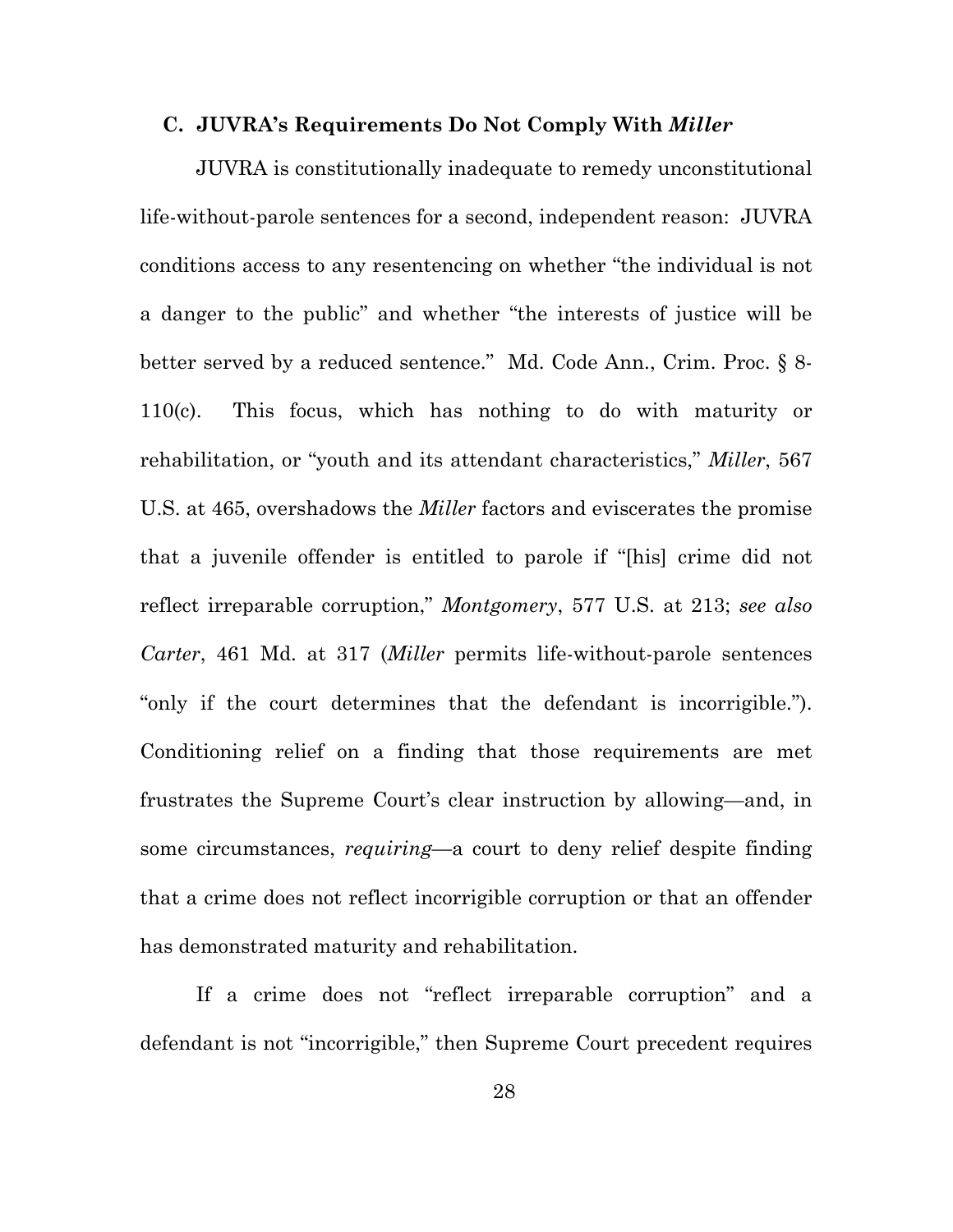### C. JUVRA's Requirements Do Not Comply With *Miller*

JUVRA is constitutionally inadequate to remedy unconstitutional life-without-parole sentences for a second, independent reason: JUVRA conditions access to any resentencing on whether "the individual is not a danger to the public" and whether "the interests of justice will be better served by a reduced sentence." Md. Code Ann., Crim. Proc. § 8-110(c). This focus, which has nothing to do with maturity or rehabilitation, or "youth and its attendant characteristics," *Miller*, 567 U.S. at 465, overshadows the *Miller* factors and eviscerates the promise that a juvenile offender is entitled to parole if "[his] crime did not reflect irreparable corruption," *Montgomery*, 577 U.S. at 213; *see also Carter*, 461 Md. at 317 (*Miller* permits life-without-parole sentences "only if the court determines that the defendant is incorrigible."). Conditioning relief on a finding that those requirements are met frustrates the Supreme Court's clear instruction by allowing—and, in some circumstances, *requiring*—a court to deny relief despite finding that a crime does not reflect incorrigible corruption or that an offender has demonstrated maturity and rehabilitation.

If a crime does not "reflect irreparable corruption" and a defendant is not "incorrigible," then Supreme Court precedent requires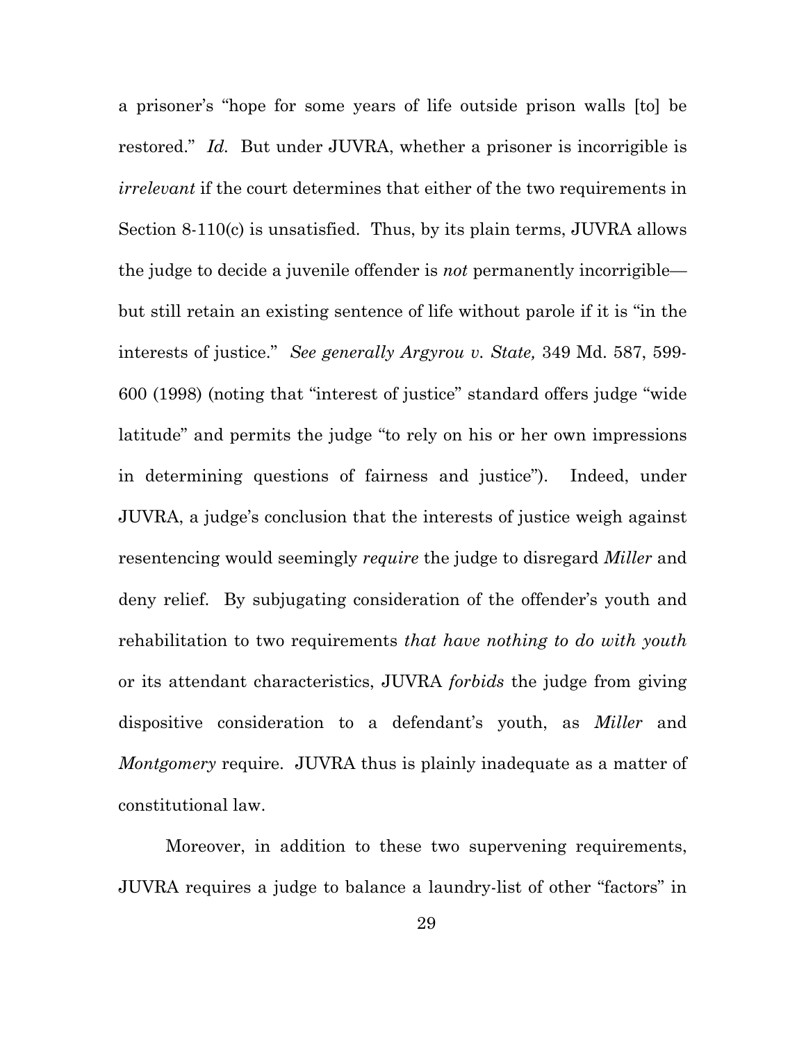a prisoner's "hope for some years of life outside prison walls [to] be restored." *Id.* But under JUVRA, whether a prisoner is incorrigible is *irrelevant* if the court determines that either of the two requirements in Section 8-110(c) is unsatisfied. Thus, by its plain terms, JUVRA allows the judge to decide a juvenile offender is *not* permanently incorrigible—but still retain an existing sentence of life without parole if it is "in the interests of justice." *See generally Argyrou v. State,* 349 Md. 587, 599-600 (1998) (noting that "interest of justice" standard offers judge "wide latitude" and permits the judge "to rely on his or her own impressions in determining questions of fairness and justice"). Indeed, under JUVRA, a judge's conclusion that the interests of justice weigh against resentencing would seemingly *require* the judge to disregard *Miller* and deny relief. By subjugating consideration of the offender's youth and rehabilitation to two requirements *that have nothing to do with youth* or its attendant characteristics, JUVRA *forbids* the judge from giving dispositive consideration to a defendant's youth, as *Miller* and *Montgomery* require. JUVRA thus is plainly inadequate as a matter of constitutional law.

Moreover, in addition to these two supervening requirements, JUVRA requires a judge to balance a laundry-list of other "factors" in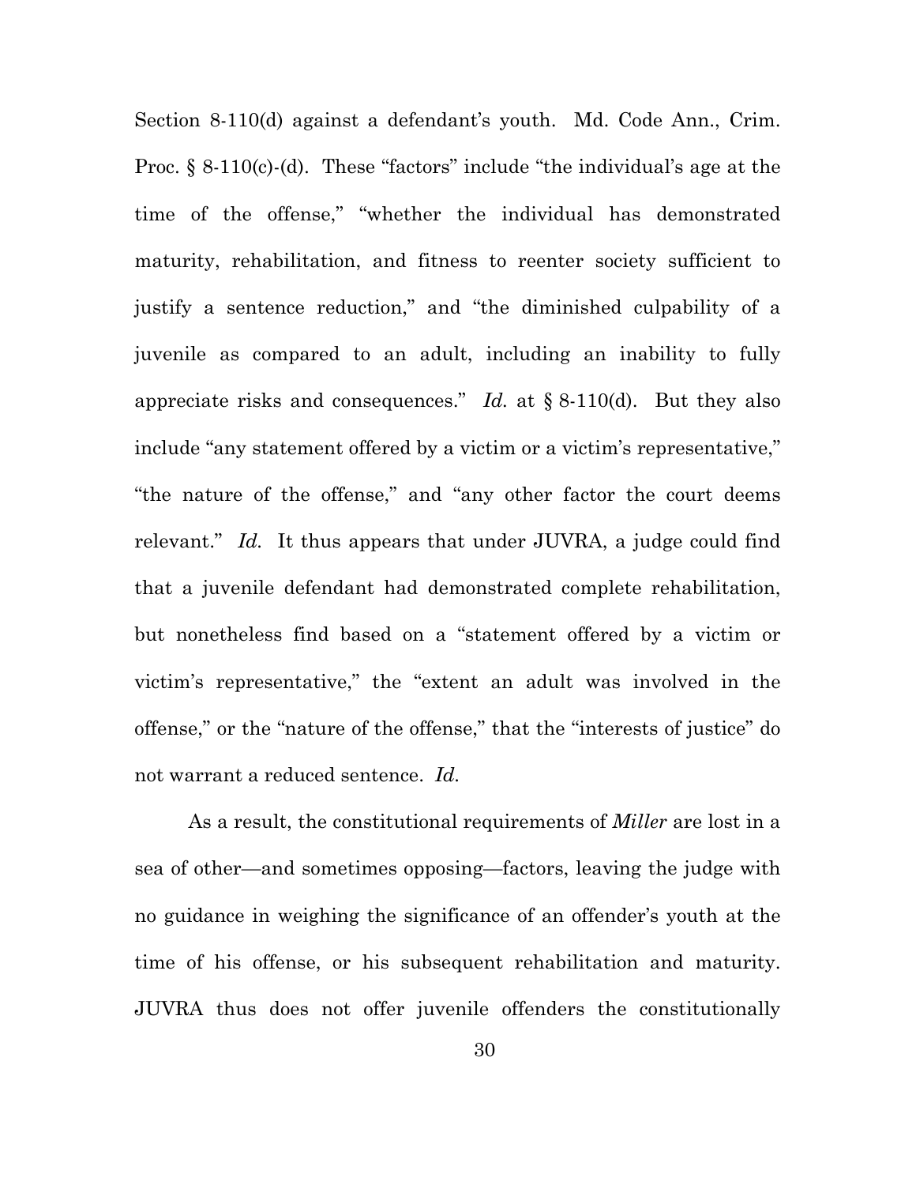Section 8-110(d) against a defendant's youth. Md. Code Ann., Crim. Proc. § 8-110(c)-(d). These "factors" include "the individual's age at the time of the offense," "whether the individual has demonstrated maturity, rehabilitation, and fitness to reenter society sufficient to justify a sentence reduction," and "the diminished culpability of a juvenile as compared to an adult, including an inability to fully appreciate risks and consequences." *Id.* at § 8-110(d). But they also include "any statement offered by a victim or a victim's representative," "the nature of the offense," and "any other factor the court deems relevant." *Id.* It thus appears that under JUVRA, a judge could find that a juvenile defendant had demonstrated complete rehabilitation, but nonetheless find based on a "statement offered by a victim or victim's representative," the "extent an adult was involved in the offense," or the "nature of the offense," that the "interests of justice" do not warrant a reduced sentence. *Id.*

As a result, the constitutional requirements of *Miller* are lost in a sea of other—and sometimes opposing—factors, leaving the judge with no guidance in weighing the significance of an offender's youth at the time of his offense, or his subsequent rehabilitation and maturity. JUVRA thus does not offer juvenile offenders the constitutionally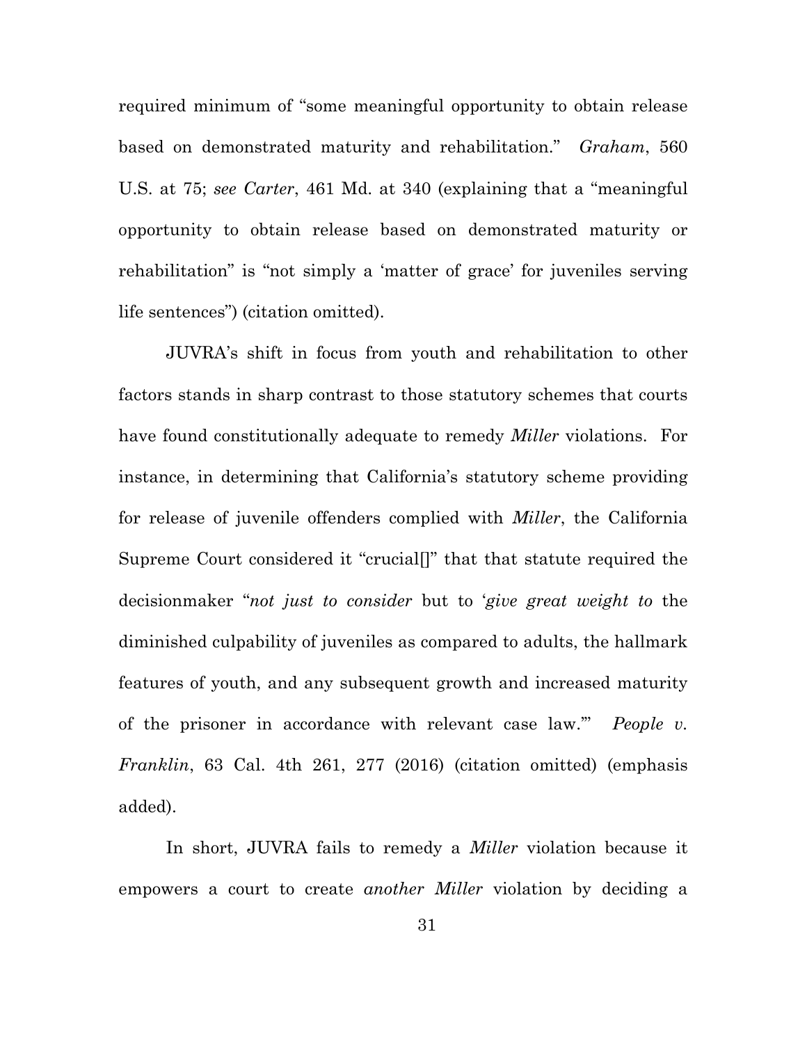required minimum of "some meaningful opportunity to obtain release based on demonstrated maturity and rehabilitation." *Graham*, 560 U.S. at 75; *see Carter*, 461 Md. at 340 (explaining that a "meaningful opportunity to obtain release based on demonstrated maturity or rehabilitation" is "not simply a 'matter of grace' for juveniles serving life sentences") (citation omitted).

JUVRA's shift in focus from youth and rehabilitation to other factors stands in sharp contrast to those statutory schemes that courts have found constitutionally adequate to remedy *Miller* violations. For instance, in determining that California's statutory scheme providing for release of juvenile offenders complied with *Miller*, the California Supreme Court considered it "crucial[]" that that statute required the decisionmaker "*not just to consider* but to '*give great weight to* the diminished culpability of juveniles as compared to adults, the hallmark features of youth, and any subsequent growth and increased maturity of the prisoner in accordance with relevant case law.'" *People v. Franklin*, 63 Cal. 4th 261, 277 (2016) (citation omitted) (emphasis added).

In short, JUVRA fails to remedy a *Miller* violation because it empowers a court to create *another Miller* violation by deciding a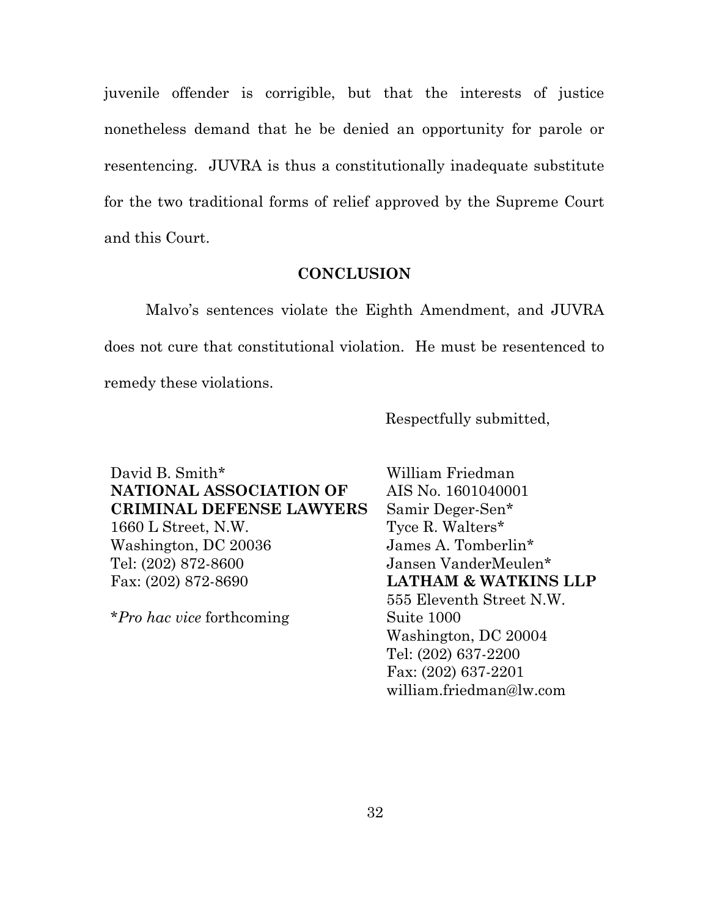juvenile offender is corrigible, but that the interests of justice nonetheless demand that he be denied an opportunity for parole or resentencing. JUVRA is thus a constitutionally inadequate substitute for the two traditional forms of relief approved by the Supreme Court and this Court.

## CONCLUSION

Malvo's sentences violate the Eighth Amendment, and JUVRA does not cure that constitutional violation. He must be resentenced to remedy these violations.

Respectfully submitted,

David B. Smith*
**NATIONAL ASSOCIATION OF CRIMINAL DEFENSE LAWYERS**
1660 L Street, N.W.
Washington, DC 20036
Tel: (202) 872-8600
Fax: (202) 872-8690

**Pro hac vice* forthcoming

William Friedman
AIS No. 1601040001
Samir Deger-Sen*
Tyce R. Walters*
James A. Tomberlin*
Jansen VanderMeulen*
**LATHAM & WATKINS LLP**
555 Eleventh Street N.W.
Suite 1000
Washington, DC 20004
Tel: (202) 637-2200
Fax: (202) 637-2201
william.friedman@lw.com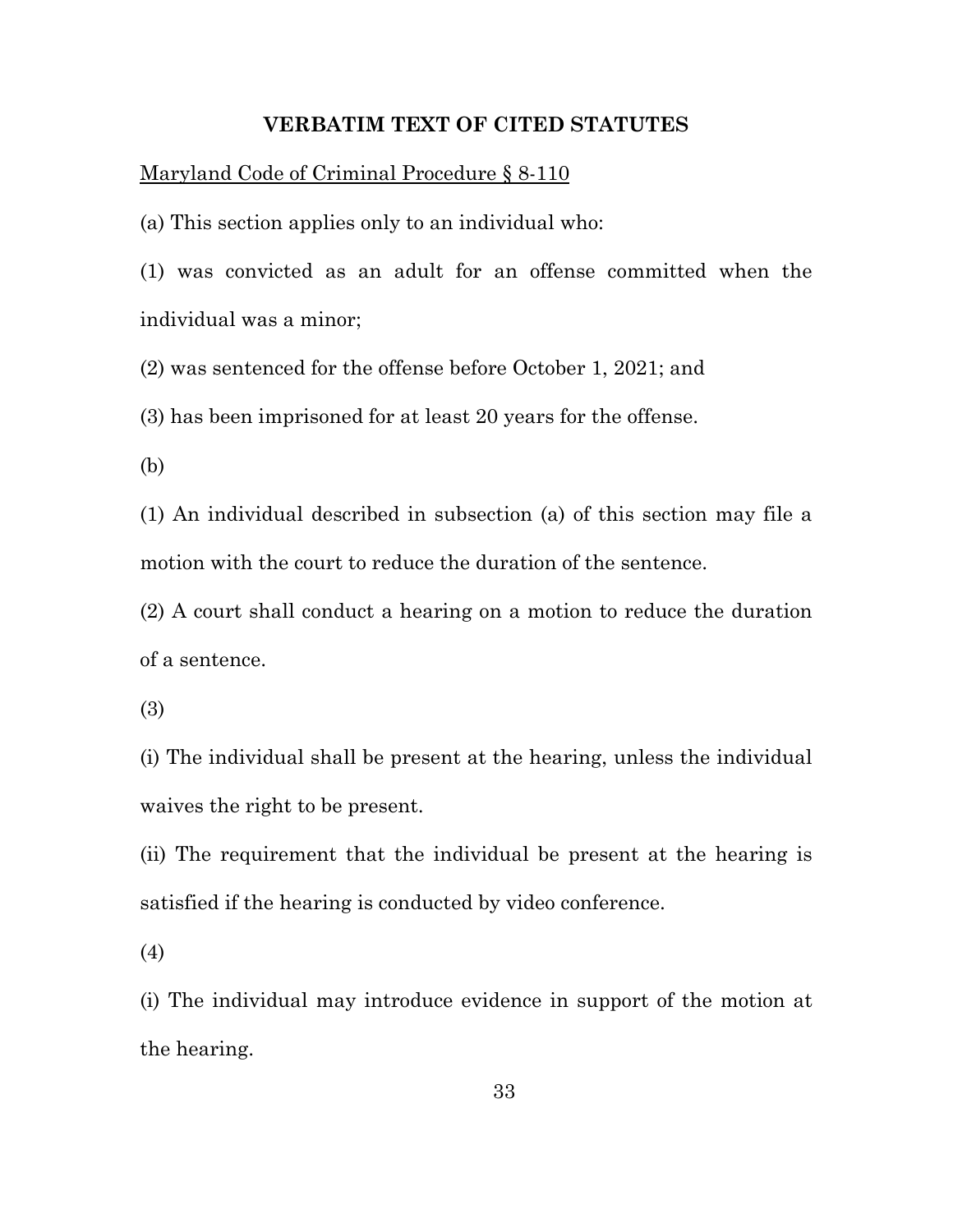**VERBATIM TEXT OF CITED STATUTES**

Maryland Code of Criminal Procedure § 8-110

(a) This section applies only to an individual who:

(1) was convicted as an adult for an offense committed when the individual was a minor;

(2) was sentenced for the offense before October 1, 2021; and

(3) has been imprisoned for at least 20 years for the offense.

(b)

(1) An individual described in subsection (a) of this section may file a motion with the court to reduce the duration of the sentence.

(2) A court shall conduct a hearing on a motion to reduce the duration of a sentence.

(3)

(i) The individual shall be present at the hearing, unless the individual waives the right to be present.

(ii) The requirement that the individual be present at the hearing is satisfied if the hearing is conducted by video conference.

(4)

(i) The individual may introduce evidence in support of the motion at the hearing.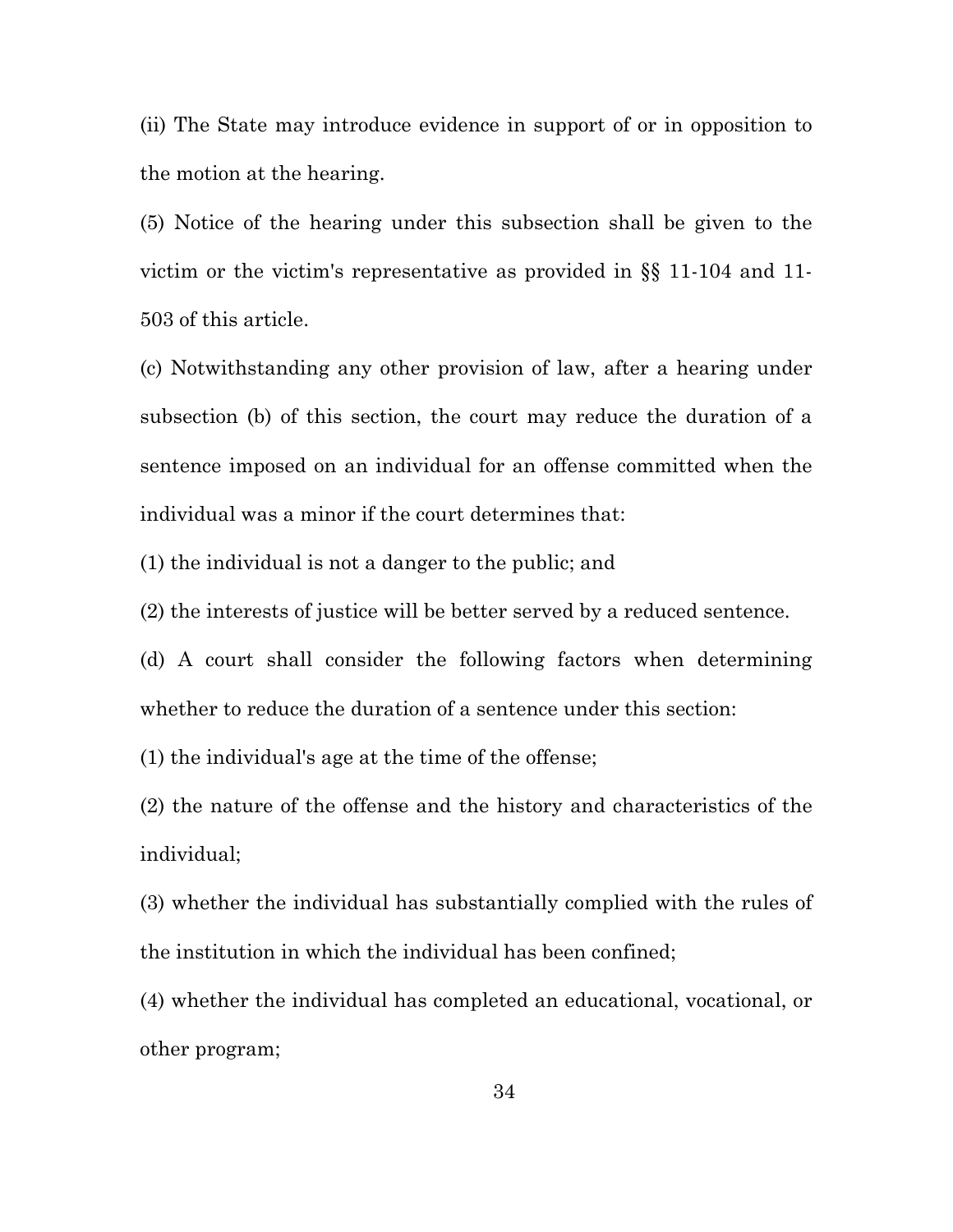(ii) The State may introduce evidence in support of or in opposition to the motion at the hearing.

(5) Notice of the hearing under this subsection shall be given to the victim or the victim's representative as provided in §§ 11-104 and 11-503 of this article.

(c) Notwithstanding any other provision of law, after a hearing under subsection (b) of this section, the court may reduce the duration of a sentence imposed on an individual for an offense committed when the individual was a minor if the court determines that:

(1) the individual is not a danger to the public; and

(2) the interests of justice will be better served by a reduced sentence.

(d) A court shall consider the following factors when determining whether to reduce the duration of a sentence under this section:

(1) the individual's age at the time of the offense;

(2) the nature of the offense and the history and characteristics of the individual;

(3) whether the individual has substantially complied with the rules of the institution in which the individual has been confined;

(4) whether the individual has completed an educational, vocational, or other program;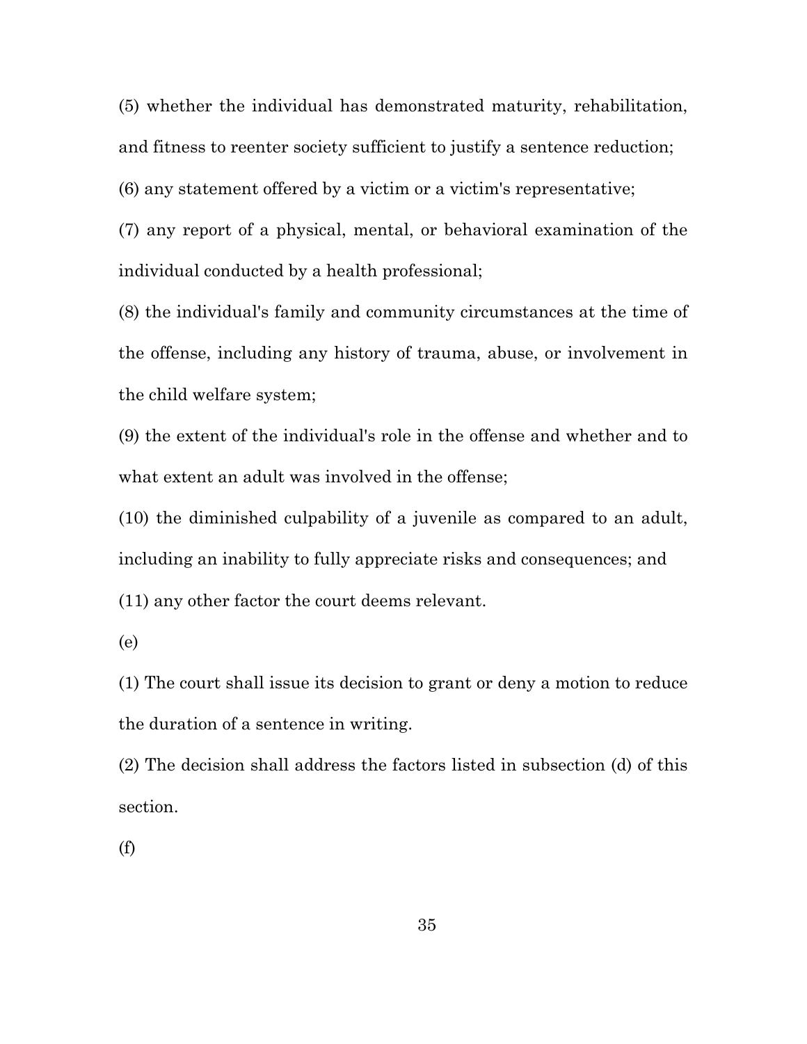(5) whether the individual has demonstrated maturity, rehabilitation, and fitness to reenter society sufficient to justify a sentence reduction;

(6) any statement offered by a victim or a victim's representative;

(7) any report of a physical, mental, or behavioral examination of the individual conducted by a health professional;

(8) the individual's family and community circumstances at the time of the offense, including any history of trauma, abuse, or involvement in the child welfare system;

(9) the extent of the individual's role in the offense and whether and to what extent an adult was involved in the offense;

(10) the diminished culpability of a juvenile as compared to an adult, including an inability to fully appreciate risks and consequences; and

(11) any other factor the court deems relevant.

(e)

(1) The court shall issue its decision to grant or deny a motion to reduce the duration of a sentence in writing.

(2) The decision shall address the factors listed in subsection (d) of this section.

(f)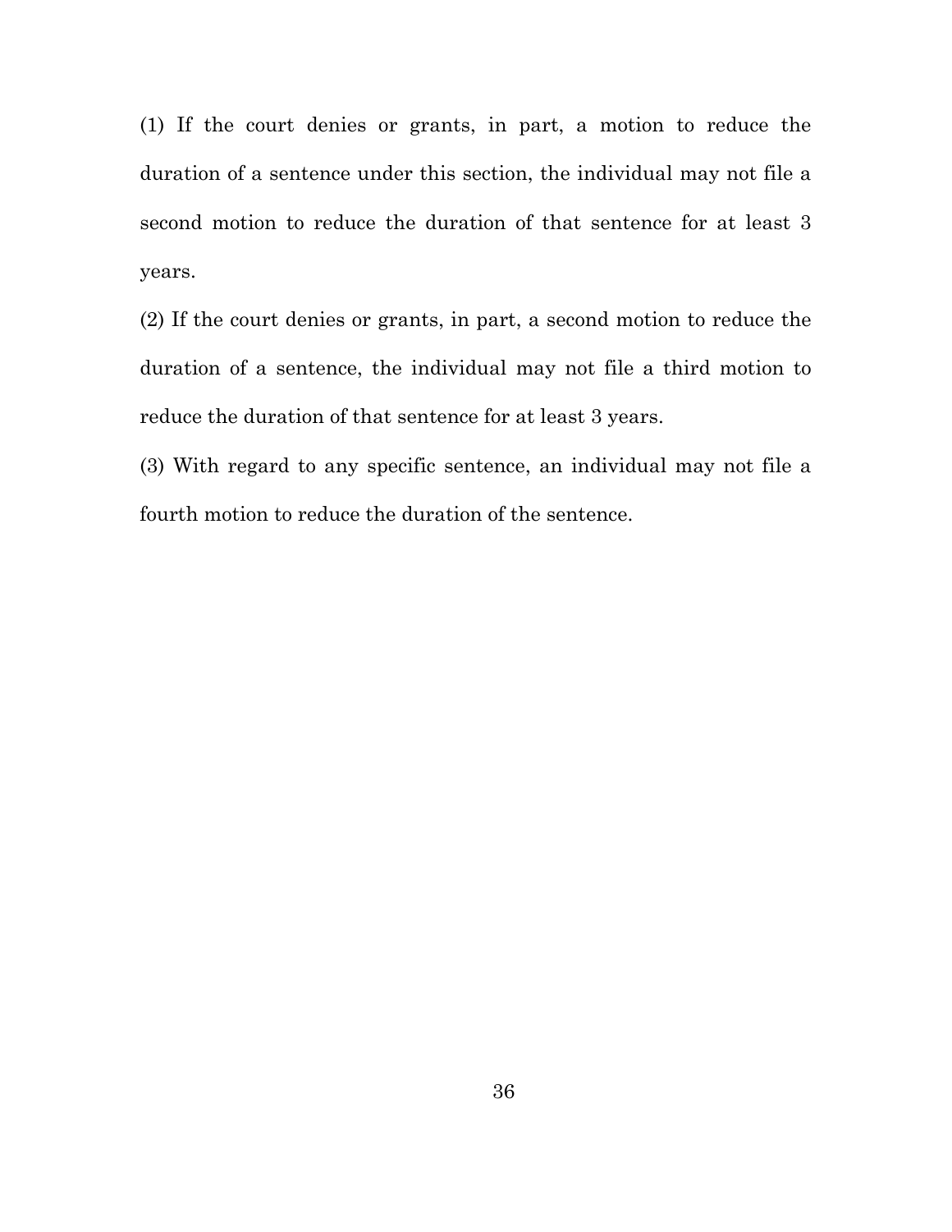(1) If the court denies or grants, in part, a motion to reduce the duration of a sentence under this section, the individual may not file a second motion to reduce the duration of that sentence for at least 3 years.

(2) If the court denies or grants, in part, a second motion to reduce the duration of a sentence, the individual may not file a third motion to reduce the duration of that sentence for at least 3 years.

(3) With regard to any specific sentence, an individual may not file a fourth motion to reduce the duration of the sentence.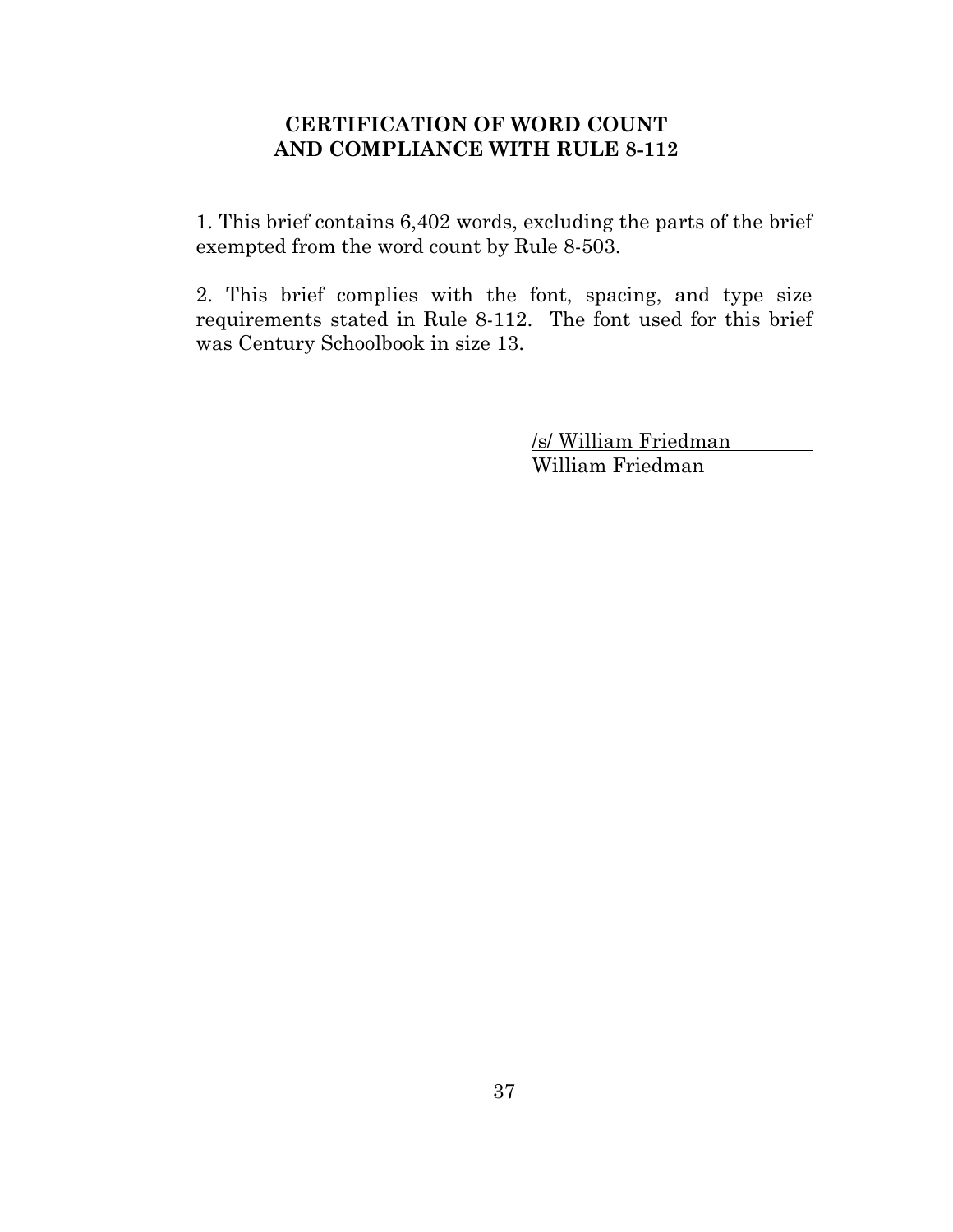## CERTIFICATION OF WORD COUNT AND COMPLIANCE WITH RULE 8-112

1. This brief contains 6,402 words, excluding the parts of the brief exempted from the word count by Rule 8-503.

2. This brief complies with the font, spacing, and type size requirements stated in Rule 8-112. The font used for this brief was Century Schoolbook in size 13.

/s/ William Friedman
William Friedman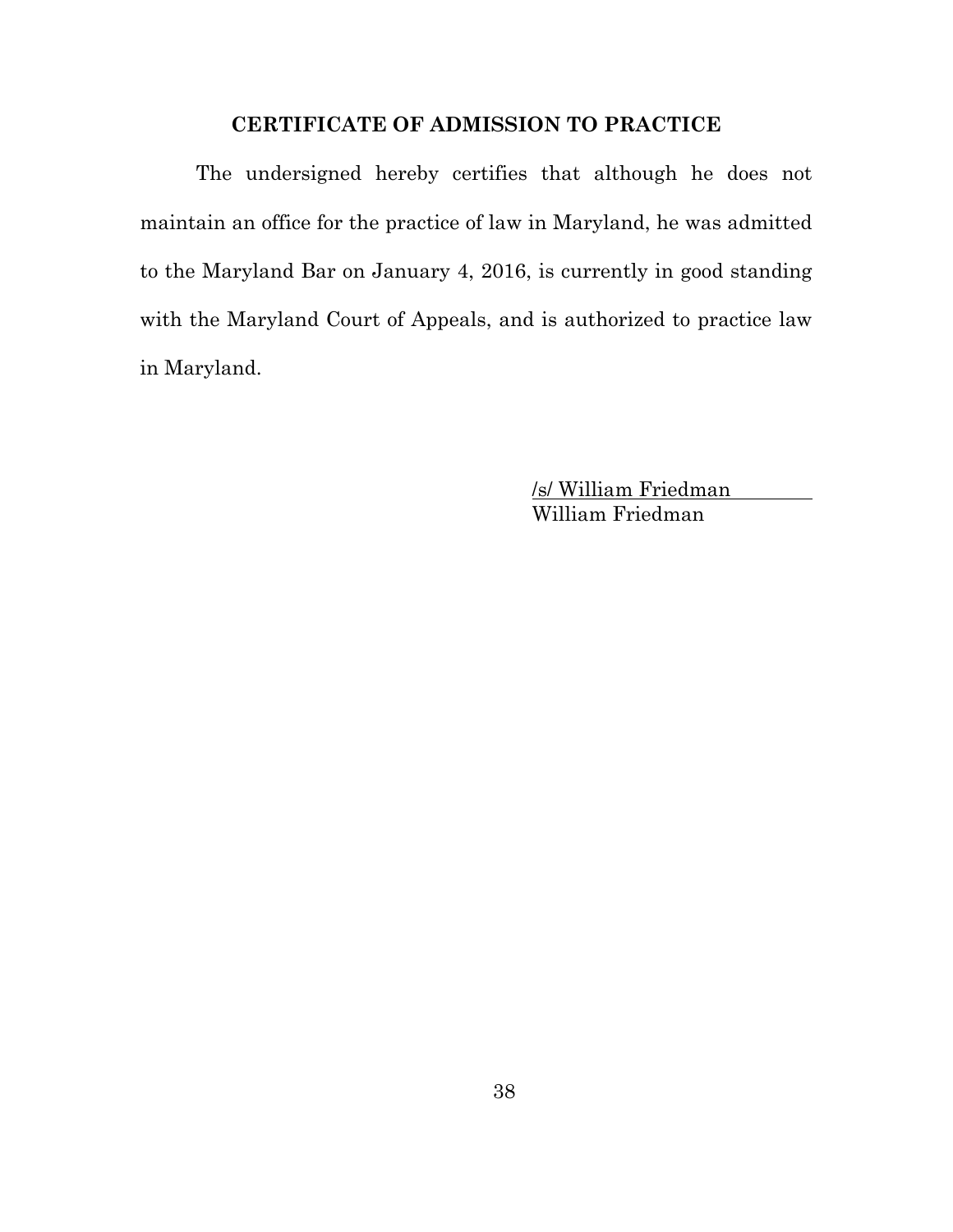## CERTIFICATE OF ADMISSION TO PRACTICE

The undersigned hereby certifies that although he does not maintain an office for the practice of law in Maryland, he was admitted to the Maryland Bar on January 4, 2016, is currently in good standing with the Maryland Court of Appeals, and is authorized to practice law in Maryland.

/s/ William Friedman
William Friedman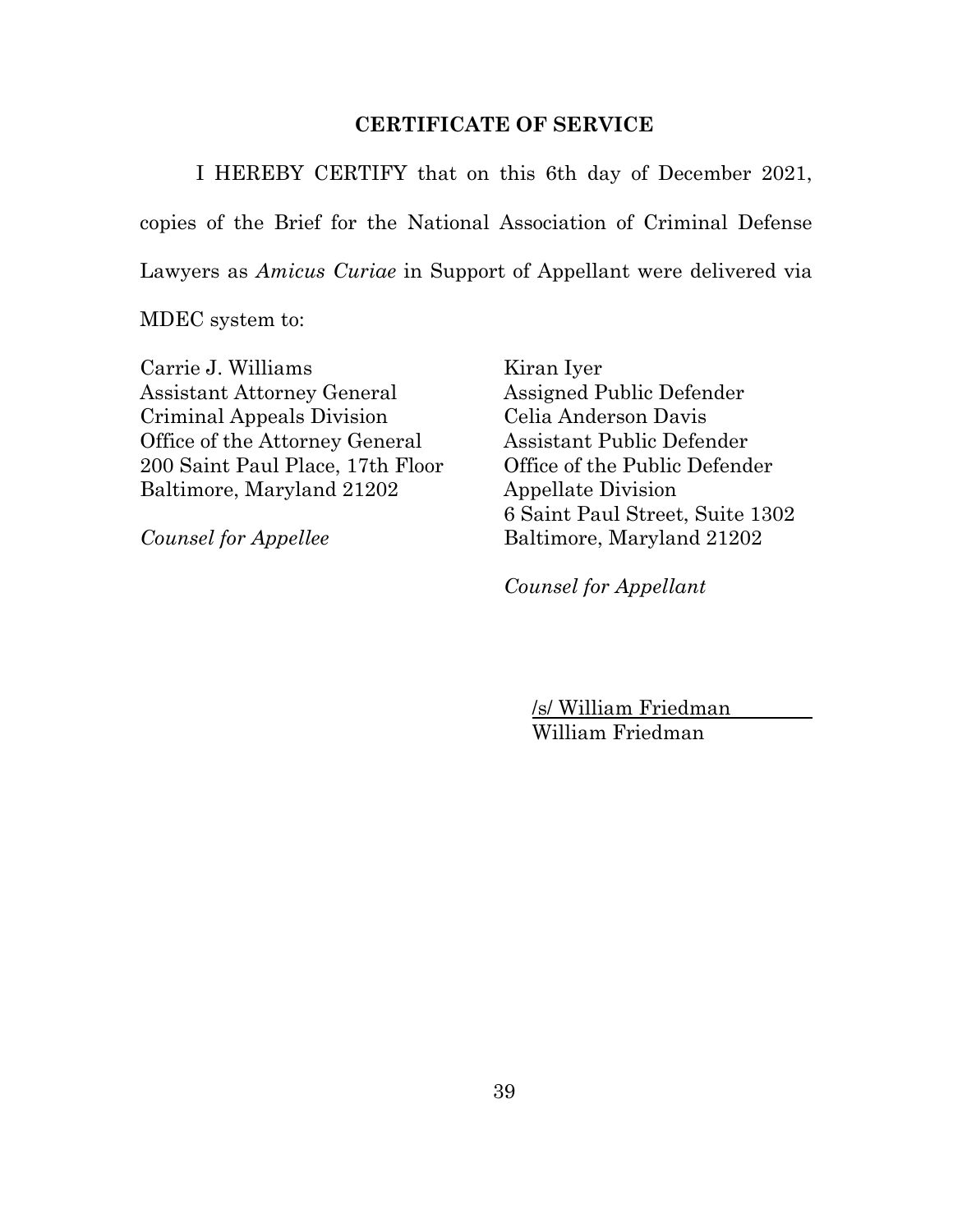## CERTIFICATE OF SERVICE

I HEREBY CERTIFY that on this 6th day of December 2021, copies of the Brief for the National Association of Criminal Defense Lawyers as *Amicus Curiae* in Support of Appellant were delivered via MDEC system to:

Carrie J. Williams
Assistant Attorney General
Criminal Appeals Division
Office of the Attorney General
200 Saint Paul Place, 17th Floor
Baltimore, Maryland 21202

*Counsel for Appellee*

Kiran Iyer
Assigned Public Defender
Celia Anderson Davis
Assistant Public Defender
Office of the Public Defender
Appellate Division
6 Saint Paul Street, Suite 1302
Baltimore, Maryland 21202

*Counsel for Appellant*

/s/ William Friedman
William Friedman